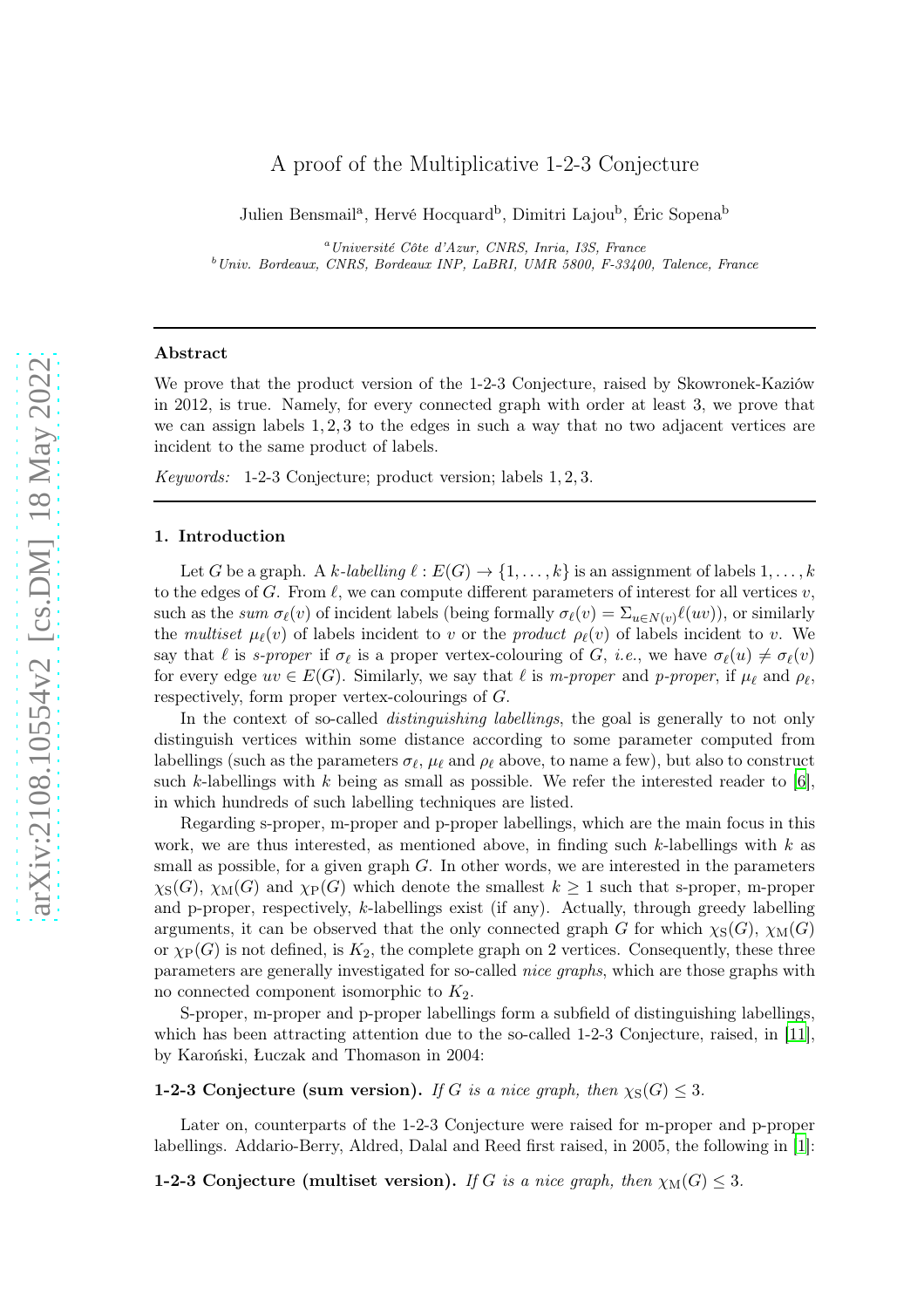# A proof of the Multiplicative 1-2-3 Conjecture

Julien Bensmail[a], Hervé Hocquard[b], Dimitri Lajou[b], Éric Sopena[b]

[a] *Université Côte d'Azur, CNRS, Inria, I3S, France*
[b] *Univ. Bordeaux, CNRS, Bordeaux INP, LaBRI, UMR 5800, F-33400, Talence, France*

---

## Abstract

We prove that the product version of the 1-2-3 Conjecture, raised by Skowronek-Kaziów in 2012, is true. Namely, for every connected graph with order at least 3, we prove that we can assign labels $1, 2, 3$ to the edges in such a way that no two adjacent vertices are incident to the same product of labels.

*Keywords:* 1-2-3 Conjecture; product version; labels $1, 2, 3$.

---

## 1. Introduction

Let $G$ be a graph. A *$k$-labelling* $\ell : E(G) \to \{1, \dots, k\}$ is an assignment of labels $1, \dots, k$ to the edges of $G$. From $\ell$, we can compute different parameters of interest for all vertices $v$, such as the *sum* $\sigma_\ell(v)$ of incident labels (being formally $\sigma_\ell(v) = \Sigma_{u \in N(v)} \ell(uv)$), or similarly the *multiset* $\mu_\ell(v)$ of labels incident to $v$ or the *product* $\rho_\ell(v)$ of labels incident to $v$. We say that $\ell$ is *s-proper* if $\sigma_\ell$ is a proper vertex-colouring of $G$, *i.e.*, we have $\sigma_\ell(u) \neq \sigma_\ell(v)$ for every edge $uv \in E(G)$. Similarly, we say that $\ell$ is *m-proper* and *p-proper*, if $\mu_\ell$ and $\rho_\ell$, respectively, form proper vertex-colourings of $G$.

In the context of so-called *distinguishing labellings*, the goal is generally to not only distinguish vertices within some distance according to some parameter computed from labellings (such as the parameters $\sigma_\ell$, $\mu_\ell$ and $\rho_\ell$ above, to name a few), but also to construct such $k$-labellings with $k$ being as small as possible. We refer the interested reader to [6], in which hundreds of such labelling techniques are listed.

Regarding s-proper, m-proper and p-proper labellings, which are the main focus in this work, we are thus interested, as mentioned above, in finding such $k$-labellings with $k$ as small as possible, for a given graph $G$. In other words, we are interested in the parameters $\chi_{\mathrm{S}}(G)$, $\chi_{\mathrm{M}}(G)$ and $\chi_{\mathrm{P}}(G)$ which denote the smallest $k \geq 1$ such that s-proper, m-proper and p-proper, respectively, $k$-labellings exist (if any). Actually, through greedy labelling arguments, it can be observed that the only connected graph $G$ for which $\chi_{\mathrm{S}}(G)$, $\chi_{\mathrm{M}}(G)$ or $\chi_{\mathrm{P}}(G)$ is not defined, is $K_2$, the complete graph on 2 vertices. Consequently, these three parameters are generally investigated for so-called *nice graphs*, which are those graphs with no connected component isomorphic to $K_2$.

S-proper, m-proper and p-proper labellings form a subfield of distinguishing labellings, which has been attracting attention due to the so-called 1-2-3 Conjecture, raised, in [11], by Karoński, Łuczak and Thomason in 2004:

**1-2-3 Conjecture (sum version).** *If $G$ is a nice graph, then $\chi_{\mathrm{S}}(G) \leq 3$.*

Later on, counterparts of the 1-2-3 Conjecture were raised for m-proper and p-proper labellings. Addario-Berry, Aldred, Dalal and Reed first raised, in 2005, the following in [1]:

**1-2-3 Conjecture (multiset version).** *If $G$ is a nice graph, then $\chi_{\mathrm{M}}(G) \leq 3$.*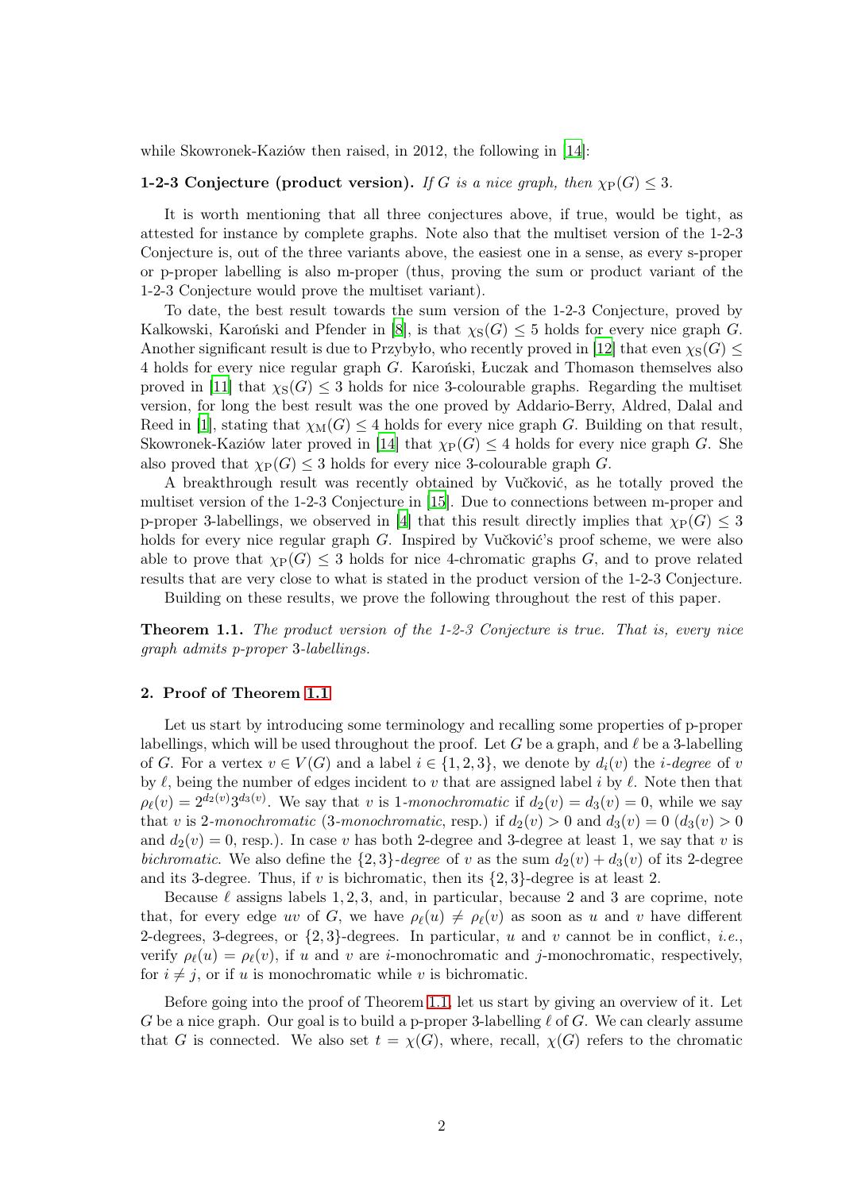while Skowronek-Kaziów then raised, in 2012, the following in [14]:

**1-2-3 Conjecture (product version).** *If $G$ is a nice graph, then $\chi_{\mathrm{P}}(G) \leq 3$.*

It is worth mentioning that all three conjectures above, if true, would be tight, as attested for instance by complete graphs. Note also that the multiset version of the 1-2-3 Conjecture is, out of the three variants above, the easiest one in a sense, as every s-proper or p-proper labelling is also m-proper (thus, proving the sum or product variant of the 1-2-3 Conjecture would prove the multiset variant).

To date, the best result towards the sum version of the 1-2-3 Conjecture, proved by Kalkowski, Karoński and Pfender in [8], is that $\chi_{\mathrm{S}}(G) \leq 5$ holds for every nice graph $G$. Another significant result is due to Przybyło, who recently proved in [12] that even $\chi_{\mathrm{S}}(G) \leq 4$ holds for every nice regular graph $G$. Karoński, Łuczak and Thomason themselves also proved in [11] that $\chi_{\mathrm{S}}(G) \leq 3$ holds for nice 3-colourable graphs. Regarding the multiset version, for long the best result was the one proved by Addario-Berry, Aldred, Dalal and Reed in [1], stating that $\chi_{\mathrm{M}}(G) \leq 4$ holds for every nice graph $G$. Building on that result, Skowronek-Kaziów later proved in [14] that $\chi_{\mathrm{P}}(G) \leq 4$ holds for every nice graph $G$. She also proved that $\chi_{\mathrm{P}}(G) \leq 3$ holds for every nice 3-colourable graph $G$.

A breakthrough result was recently obtained by Vučković, as he totally proved the multiset version of the 1-2-3 Conjecture in [15]. Due to connections between m-proper and p-proper 3-labellings, we observed in [4] that this result directly implies that $\chi_{\mathrm{P}}(G) \leq 3$ holds for every nice regular graph $G$. Inspired by Vučković's proof scheme, we were also able to prove that $\chi_{\mathrm{P}}(G) \leq 3$ holds for nice 4-chromatic graphs $G$, and to prove related results that are very close to what is stated in the product version of the 1-2-3 Conjecture.

Building on these results, we prove the following throughout the rest of this paper.

**Theorem 1.1.** *The product version of the 1-2-3 Conjecture is true. That is, every nice graph admits p-proper 3-labellings.*

## 2. Proof of Theorem 1.1

Let us start by introducing some terminology and recalling some properties of p-proper labellings, which will be used throughout the proof. Let $G$ be a graph, and $\ell$ be a 3-labelling of $G$. For a vertex $v \in V(G)$ and a label $i \in \{1, 2, 3\}$, we denote by $d_i(v)$ the *$i$-degree* of $v$ by $\ell$, being the number of edges incident to $v$ that are assigned label $i$ by $\ell$. Note then that $\rho_\ell(v) = 2^{d_2(v)} 3^{d_3(v)}$. We say that $v$ is *1-monochromatic* if $d_2(v) = d_3(v) = 0$, while we say that $v$ is *2-monochromatic* (*3-monochromatic*, resp.) if $d_2(v) > 0$ and $d_3(v) = 0$ ($d_3(v) > 0$ and $d_2(v) = 0$, resp.). In case $v$ has both 2-degree and 3-degree at least 1, we say that $v$ is *bichromatic*. We also define the *$\{2, 3\}$-degree* of $v$ as the sum $d_2(v) + d_3(v)$ of its 2-degree and its 3-degree. Thus, if $v$ is bichromatic, then its $\{2, 3\}$-degree is at least 2.

Because $\ell$ assigns labels $1, 2, 3$, and, in particular, because 2 and 3 are coprime, note that, for every edge $uv$ of $G$, we have $\rho_\ell(u) \neq \rho_\ell(v)$ as soon as $u$ and $v$ have different 2-degrees, 3-degrees, or $\{2, 3\}$-degrees. In particular, $u$ and $v$ cannot be in conflict, *i.e.*, verify $\rho_\ell(u) = \rho_\ell(v)$, if $u$ and $v$ are $i$-monochromatic and $j$-monochromatic, respectively, for $i \neq j$, or if $u$ is monochromatic while $v$ is bichromatic.

Before going into the proof of Theorem 1.1, let us start by giving an overview of it. Let $G$ be a nice graph. Our goal is to build a p-proper 3-labelling $\ell$ of $G$. We can clearly assume that $G$ is connected. We also set $t = \chi(G)$, where, recall, $\chi(G)$ refers to the chromatic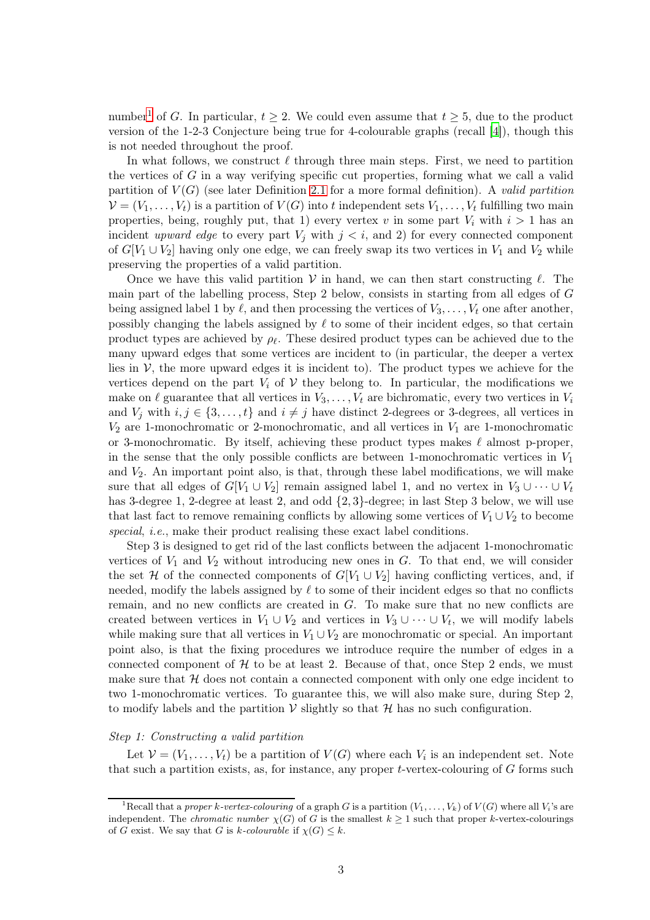number[1] of $G$. In particular, $t \geq 2$. We could even assume that $t \geq 5$, due to the product version of the 1-2-3 Conjecture being true for 4-colourable graphs (recall [4]), though this is not needed throughout the proof.

In what follows, we construct $\ell$ through three main steps. First, we need to partition the vertices of $G$ in a way verifying specific cut properties, forming what we call a valid partition of $V(G)$ (see later Definition 2.1 for a more formal definition). A *valid partition* $\mathcal{V} = (V_1, \dots, V_t)$ is a partition of $V(G)$ into $t$ independent sets $V_1, \dots, V_t$ fulfilling two main properties, being, roughly put, that 1) every vertex $v$ in some part $V_i$ with $i > 1$ has an incident *upward edge* to every part $V_j$ with $j < i$, and 2) for every connected component of $G[V_1 \cup V_2]$ having only one edge, we can freely swap its two vertices in $V_1$ and $V_2$ while preserving the properties of a valid partition.

Once we have this valid partition $\mathcal{V}$ in hand, we can then start constructing $\ell$. The main part of the labelling process, Step 2 below, consists in starting from all edges of $G$ being assigned label 1 by $\ell$, and then processing the vertices of $V_3, \dots, V_t$ one after another, possibly changing the labels assigned by $\ell$ to some of their incident edges, so that certain product types are achieved by $\rho_\ell$. These desired product types can be achieved due to the many upward edges that some vertices are incident to (in particular, the deeper a vertex lies in $\mathcal{V}$, the more upward edges it is incident to). The product types we achieve for the vertices depend on the part $V_i$ of $\mathcal{V}$ they belong to. In particular, the modifications we make on $\ell$ guarantee that all vertices in $V_3, \dots, V_t$ are bichromatic, every two vertices in $V_i$ and $V_j$ with $i, j \in \{3, \dots, t\}$ and $i \neq j$ have distinct 2-degrees or 3-degrees, all vertices in $V_2$ are 1-monochromatic or 2-monochromatic, and all vertices in $V_1$ are 1-monochromatic or 3-monochromatic. By itself, achieving these product types makes $\ell$ almost p-proper, in the sense that the only possible conflicts are between 1-monochromatic vertices in $V_1$ and $V_2$. An important point also, is that, through these label modifications, we will make sure that all edges of $G[V_1 \cup V_2]$ remain assigned label 1, and no vertex in $V_3 \cup \dots \cup V_t$ has 3-degree 1, 2-degree at least 2, and odd $\{2, 3\}$-degree; in last Step 3 below, we will use that last fact to remove remaining conflicts by allowing some vertices of $V_1 \cup V_2$ to become *special*, *i.e.*, make their product realising these exact label conditions.

Step 3 is designed to get rid of the last conflicts between the adjacent 1-monochromatic vertices of $V_1$ and $V_2$ without introducing new ones in $G$. To that end, we will consider the set $\mathcal{H}$ of the connected components of $G[V_1 \cup V_2]$ having conflicting vertices, and, if needed, modify the labels assigned by $\ell$ to some of their incident edges so that no conflicts remain, and no new conflicts are created in $G$. To make sure that no new conflicts are created between vertices in $V_1 \cup V_2$ and vertices in $V_3 \cup \dots \cup V_t$, we will modify labels while making sure that all vertices in $V_1 \cup V_2$ are monochromatic or special. An important point also, is that the fixing procedures we introduce require the number of edges in a connected component of $\mathcal{H}$ to be at least 2. Because of that, once Step 2 ends, we must make sure that $\mathcal{H}$ does not contain a connected component with only one edge incident to two 1-monochromatic vertices. To guarantee this, we will also make sure, during Step 2, to modify labels and the partition $\mathcal{V}$ slightly so that $\mathcal{H}$ has no such configuration.

*Step 1: Constructing a valid partition*

Let $\mathcal{V} = (V_1, \dots, V_t)$ be a partition of $V(G)$ where each $V_i$ is an independent set. Note that such a partition exists, as, for instance, any proper $t$-vertex-colouring of $G$ forms such

[1] Recall that a *proper k-vertex-colouring* of a graph $G$ is a partition $(V_1, \dots, V_k)$ of $V(G)$ where all $V_i$'s are independent. The *chromatic number* $\chi(G)$ of $G$ is the smallest $k \geq 1$ such that proper $k$-vertex-colourings of $G$ exist. We say that $G$ is *k-colourable* if $\chi(G) \leq k$.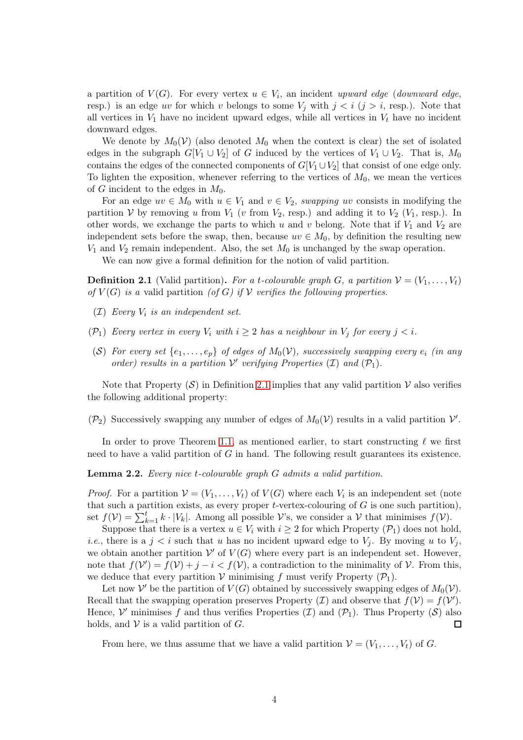a partition of $V(G)$. For every vertex $u \in V_i$, an incident *upward edge* (*downward edge*, resp.) is an edge $uv$ for which $v$ belongs to some $V_j$ with $j < i$ ($j > i$, resp.). Note that all vertices in $V_1$ have no incident upward edges, while all vertices in $V_t$ have no incident downward edges.

We denote by $M_0(\mathcal{V})$ (also denoted $M_0$ when the context is clear) the set of isolated edges in the subgraph $G[V_1 \cup V_2]$ of $G$ induced by the vertices of $V_1 \cup V_2$. That is, $M_0$ contains the edges of the connected components of $G[V_1 \cup V_2]$ that consist of one edge only. To lighten the exposition, whenever referring to the vertices of $M_0$, we mean the vertices of $G$ incident to the edges in $M_0$.

For an edge $uv \in M_0$ with $u \in V_1$ and $v \in V_2$, *swapping* $uv$ consists in modifying the partition $\mathcal{V}$ by removing $u$ from $V_1$ ($v$ from $V_2$, resp.) and adding it to $V_2$ ($V_1$, resp.). In other words, we exchange the parts to which $u$ and $v$ belong. Note that if $V_1$ and $V_2$ are independent sets before the swap, then, because $uv \in M_0$, by definition the resulting new $V_1$ and $V_2$ remain independent. Also, the set $M_0$ is unchanged by the swap operation.

We can now give a formal definition for the notion of valid partition.

**Definition 2.1** (Valid partition)**.** *For a $t$-colourable graph $G$, a partition $\mathcal{V} = (V_1, \dots, V_t)$ of $V(G)$ is a* valid partition *(of $G$) if $\mathcal{V}$ verifies the following properties.*

- ($\mathcal{I}$) *Every $V_i$ is an independent set.*
- ($\mathcal{P}_1$) *Every vertex in every $V_i$ with $i \geq 2$ has a neighbour in $V_j$ for every $j < i$.*
- ($\mathcal{S}$) *For every set $\{e_1, \dots, e_p\}$ of edges of $M_0(\mathcal{V})$, successively swapping every $e_i$ (in any order) results in a partition $\mathcal{V}'$ verifying Properties ($\mathcal{I}$) and ($\mathcal{P}_1$).*

Note that Property ($\mathcal{S}$) in Definition 2.1 implies that any valid partition $\mathcal{V}$ also verifies the following additional property:

($\mathcal{P}_2$) Successively swapping any number of edges of $M_0(\mathcal{V})$ results in a valid partition $\mathcal{V}'$.

In order to prove Theorem 1.1, as mentioned earlier, to start constructing $\ell$ we first need to have a valid partition of $G$ in hand. The following result guarantees its existence.

**Lemma 2.2.** *Every nice $t$-colourable graph $G$ admits a valid partition.*

*Proof.* For a partition $\mathcal{V} = (V_1, \dots, V_t)$ of $V(G)$ where each $V_i$ is an independent set (note that such a partition exists, as every proper $t$-vertex-colouring of $G$ is one such partition), set $f(\mathcal{V}) = \sum_{k=1}^{t} k \cdot |V_k|$. Among all possible $\mathcal{V}$'s, we consider a $\mathcal{V}$ that minimises $f(\mathcal{V})$.

Suppose that there is a vertex $u \in V_i$ with $i \geq 2$ for which Property ($\mathcal{P}_1$) does not hold, *i.e.*, there is a $j < i$ such that $u$ has no incident upward edge to $V_j$. By moving $u$ to $V_j$, we obtain another partition $\mathcal{V}'$ of $V(G)$ where every part is an independent set. However, note that $f(\mathcal{V}') = f(\mathcal{V}) + j - i < f(\mathcal{V})$, a contradiction to the minimality of $\mathcal{V}$. From this, we deduce that every partition $\mathcal{V}$ minimising $f$ must verify Property ($\mathcal{P}_1$).

Let now $\mathcal{V}'$ be the partition of $V(G)$ obtained by successively swapping edges of $M_0(\mathcal{V})$. Recall that the swapping operation preserves Property ($\mathcal{I}$) and observe that $f(\mathcal{V}) = f(\mathcal{V}')$. Hence, $\mathcal{V}'$ minimises $f$ and thus verifies Properties ($\mathcal{I}$) and ($\mathcal{P}_1$). Thus Property ($\mathcal{S}$) also holds, and $\mathcal{V}$ is a valid partition of $G$. $\square$

From here, we thus assume that we have a valid partition $\mathcal{V} = (V_1, \dots, V_t)$ of $G$.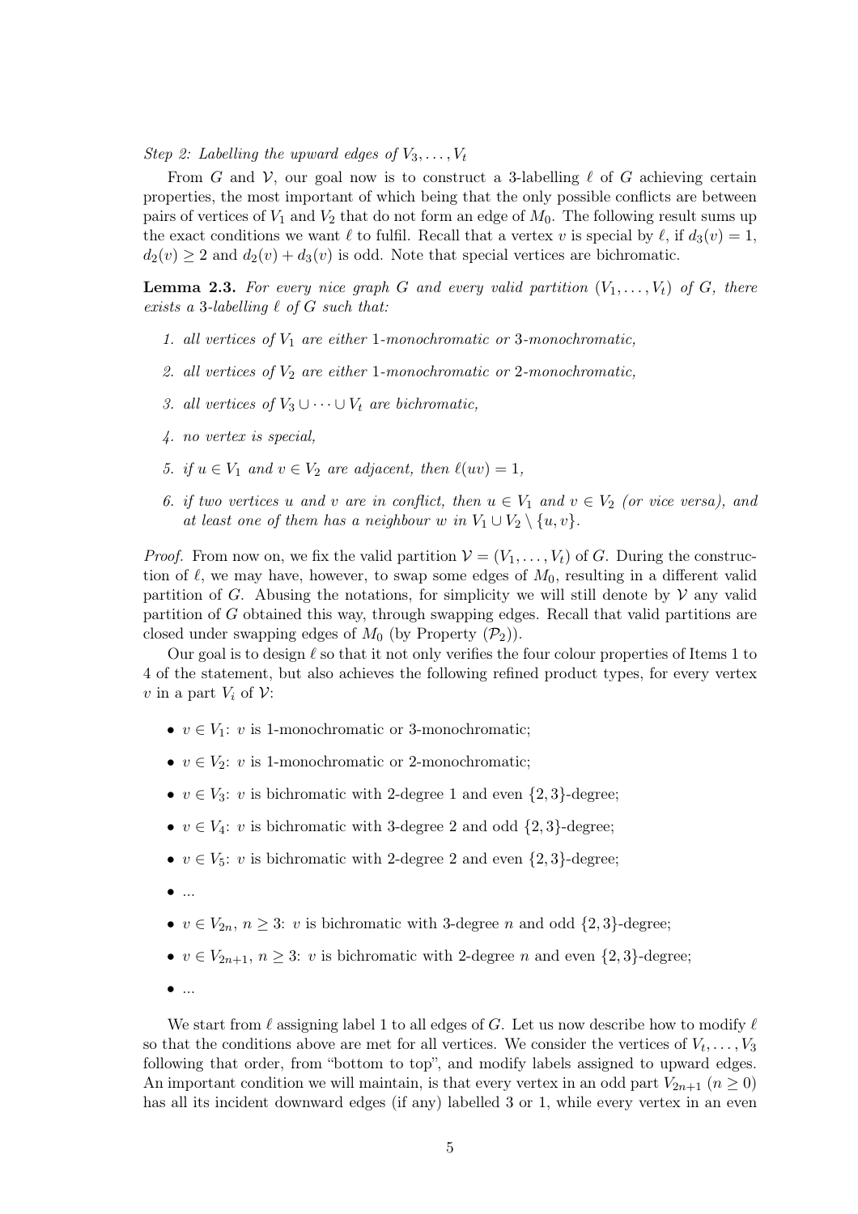*Step 2: Labelling the upward edges of $V_3, \dots, V_t$*

From $G$ and $\mathcal{V}$, our goal now is to construct a 3-labelling $\ell$ of $G$ achieving certain properties, the most important of which being that the only possible conflicts are between pairs of vertices of $V_1$ and $V_2$ that do not form an edge of $M_0$. The following result sums up the exact conditions we want $\ell$ to fulfil. Recall that a vertex $v$ is special by $\ell$, if $d_3(v) = 1$, $d_2(v) \geq 2$ and $d_2(v) + d_3(v)$ is odd. Note that special vertices are bichromatic.

**Lemma 2.3.** *For every nice graph $G$ and every valid partition $(V_1, \dots, V_t)$ of $G$, there exists a 3-labelling $\ell$ of $G$ such that:*

1. *all vertices of $V_1$ are either 1-monochromatic or 3-monochromatic,*
2. *all vertices of $V_2$ are either 1-monochromatic or 2-monochromatic,*
3. *all vertices of $V_3 \cup \dots \cup V_t$ are bichromatic,*
4. *no vertex is special,*
5. *if $u \in V_1$ and $v \in V_2$ are adjacent, then $\ell(uv) = 1$,*
6. *if two vertices $u$ and $v$ are in conflict, then $u \in V_1$ and $v \in V_2$ (or vice versa), and at least one of them has a neighbour $w$ in $V_1 \cup V_2 \setminus \{u, v\}$.*

*Proof.* From now on, we fix the valid partition $\mathcal{V} = (V_1, \dots, V_t)$ of $G$. During the construction of $\ell$, we may have, however, to swap some edges of $M_0$, resulting in a different valid partition of $G$. Abusing the notations, for simplicity we will still denote by $\mathcal{V}$ any valid partition of $G$ obtained this way, through swapping edges. Recall that valid partitions are closed under swapping edges of $M_0$ (by Property $(\mathcal{P}_2)$).

Our goal is to design $\ell$ so that it not only verifies the four colour properties of Items 1 to 4 of the statement, but also achieves the following refined product types, for every vertex $v$ in a part $V_i$ of $\mathcal{V}$:

- $v \in V_1$: $v$ is 1-monochromatic or 3-monochromatic;
- $v \in V_2$: $v$ is 1-monochromatic or 2-monochromatic;
- $v \in V_3$: $v$ is bichromatic with 2-degree 1 and even $\{2, 3\}$-degree;
- $v \in V_4$: $v$ is bichromatic with 3-degree 2 and odd $\{2, 3\}$-degree;
- $v \in V_5$: $v$ is bichromatic with 2-degree 2 and even $\{2, 3\}$-degree;
- ...
- $v \in V_{2n}$, $n \geq 3$: $v$ is bichromatic with 3-degree $n$ and odd $\{2, 3\}$-degree;
- $v \in V_{2n+1}$, $n \geq 3$: $v$ is bichromatic with 2-degree $n$ and even $\{2, 3\}$-degree;
- ...

We start from $\ell$ assigning label 1 to all edges of $G$. Let us now describe how to modify $\ell$ so that the conditions above are met for all vertices. We consider the vertices of $V_t, \dots, V_3$ following that order, from "bottom to top", and modify labels assigned to upward edges. An important condition we will maintain, is that every vertex in an odd part $V_{2n+1}$ ($n \geq 0$) has all its incident downward edges (if any) labelled 3 or 1, while every vertex in an even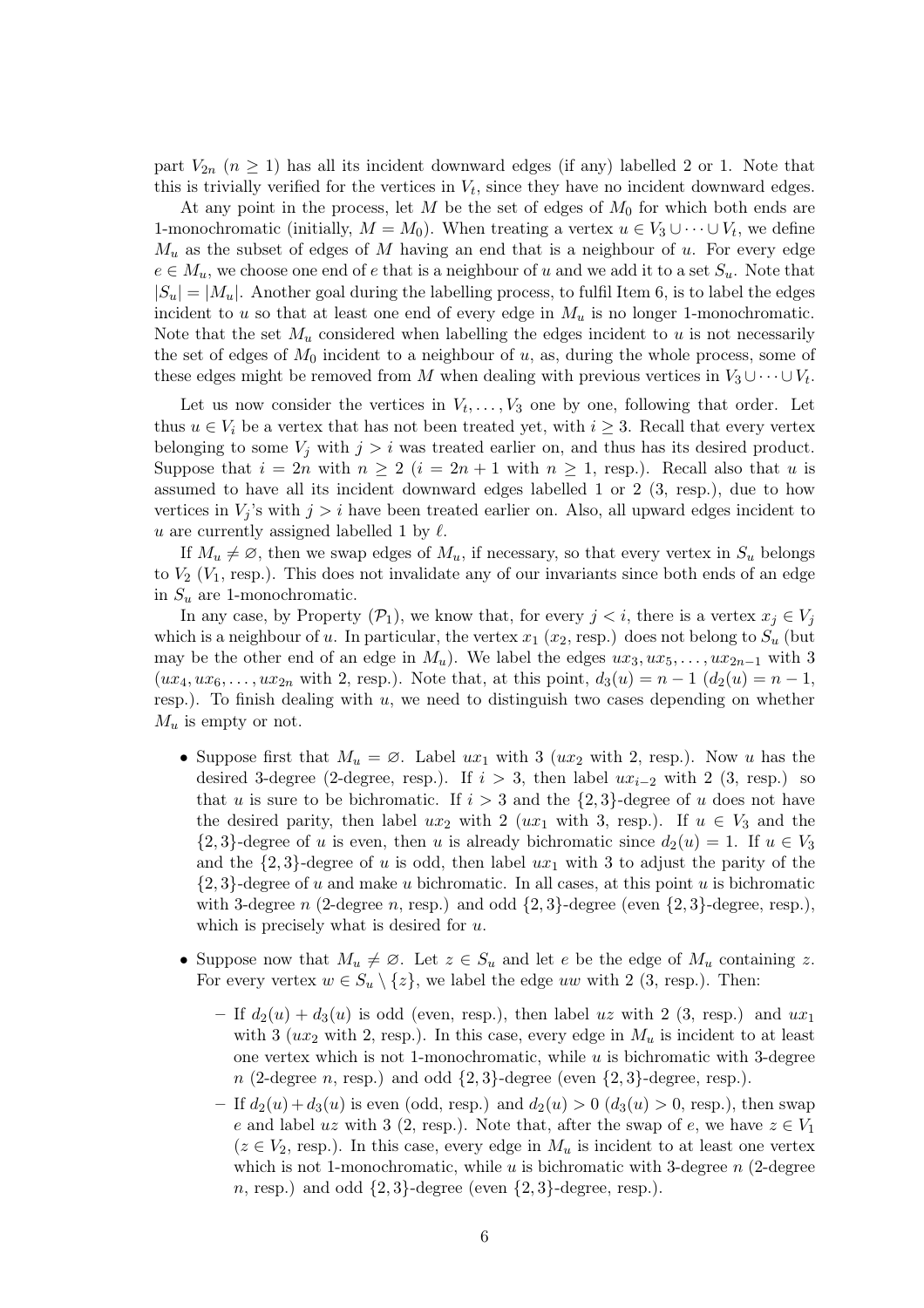part $V_{2n}$ ($n \geq 1$) has all its incident downward edges (if any) labelled 2 or 1. Note that this is trivially verified for the vertices in $V_t$, since they have no incident downward edges.

At any point in the process, let $M$ be the set of edges of $M_0$ for which both ends are 1-monochromatic (initially, $M = M_0$). When treating a vertex $u \in V_3 \cup \cdots \cup V_t$, we define $M_u$ as the subset of edges of $M$ having an end that is a neighbour of $u$. For every edge $e \in M_u$, we choose one end of $e$ that is a neighbour of $u$ and we add it to a set $S_u$. Note that $|S_u| = |M_u|$. Another goal during the labelling process, to fulfil Item 6, is to label the edges incident to $u$ so that at least one end of every edge in $M_u$ is no longer 1-monochromatic. Note that the set $M_u$ considered when labelling the edges incident to $u$ is not necessarily the set of edges of $M_0$ incident to a neighbour of $u$, as, during the whole process, some of these edges might be removed from $M$ when dealing with previous vertices in $V_3 \cup \cdots \cup V_t$.

Let us now consider the vertices in $V_t, \dots, V_3$ one by one, following that order. Let thus $u \in V_i$ be a vertex that has not been treated yet, with $i \geq 3$. Recall that every vertex belonging to some $V_j$ with $j > i$ was treated earlier on, and thus has its desired product. Suppose that $i = 2n$ with $n \geq 2$ ($i = 2n + 1$ with $n \geq 1$, resp.). Recall also that $u$ is assumed to have all its incident downward edges labelled 1 or 2 (3, resp.), due to how vertices in $V_j$'s with $j > i$ have been treated earlier on. Also, all upward edges incident to $u$ are currently assigned labelled 1 by $\ell$.

If $M_u \neq \varnothing$, then we swap edges of $M_u$, if necessary, so that every vertex in $S_u$ belongs to $V_2$ ($V_1$, resp.). This does not invalidate any of our invariants since both ends of an edge in $S_u$ are 1-monochromatic.

In any case, by Property ($\mathcal{P}_1$), we know that, for every $j < i$, there is a vertex $x_j \in V_j$ which is a neighbour of $u$. In particular, the vertex $x_1$ ($x_2$, resp.) does not belong to $S_u$ (but may be the other end of an edge in $M_u$). We label the edges $ux_3, ux_5, \dots, ux_{2n-1}$ with 3 ($ux_4, ux_6, \dots, ux_{2n}$ with 2, resp.). Note that, at this point, $d_3(u) = n - 1$ ($d_2(u) = n - 1$, resp.). To finish dealing with $u$, we need to distinguish two cases depending on whether $M_u$ is empty or not.

- Suppose first that $M_u = \varnothing$. Label $ux_1$ with 3 ($ux_2$ with 2, resp.). Now $u$ has the desired 3-degree (2-degree, resp.). If $i > 3$, then label $ux_{i-2}$ with 2 (3, resp.) so that $u$ is sure to be bichromatic. If $i > 3$ and the $\{2, 3\}$-degree of $u$ does not have the desired parity, then label $ux_2$ with 2 ($ux_1$ with 3, resp.). If $u \in V_3$ and the $\{2, 3\}$-degree of $u$ is even, then $u$ is already bichromatic since $d_2(u) = 1$. If $u \in V_3$ and the $\{2, 3\}$-degree of $u$ is odd, then label $ux_1$ with 3 to adjust the parity of the $\{2, 3\}$-degree of $u$ and make $u$ bichromatic. In all cases, at this point $u$ is bichromatic with 3-degree $n$ (2-degree $n$, resp.) and odd $\{2, 3\}$-degree (even $\{2, 3\}$-degree, resp.), which is precisely what is desired for $u$.
- Suppose now that $M_u \neq \varnothing$. Let $z \in S_u$ and let $e$ be the edge of $M_u$ containing $z$. For every vertex $w \in S_u \setminus \{z\}$, we label the edge $uw$ with 2 (3, resp.). Then:
  - If $d_2(u) + d_3(u)$ is odd (even, resp.), then label $uz$ with 2 (3, resp.) and $ux_1$ with 3 ($ux_2$ with 2, resp.). In this case, every edge in $M_u$ is incident to at least one vertex which is not 1-monochromatic, while $u$ is bichromatic with 3-degree $n$ (2-degree $n$, resp.) and odd $\{2, 3\}$-degree (even $\{2, 3\}$-degree, resp.).
  - If $d_2(u) + d_3(u)$ is even (odd, resp.) and $d_2(u) > 0$ ($d_3(u) > 0$, resp.), then swap $e$ and label $uz$ with 3 (2, resp.). Note that, after the swap of $e$, we have $z \in V_1$ ($z \in V_2$, resp.). In this case, every edge in $M_u$ is incident to at least one vertex which is not 1-monochromatic, while $u$ is bichromatic with 3-degree $n$ (2-degree $n$, resp.) and odd $\{2, 3\}$-degree (even $\{2, 3\}$-degree, resp.).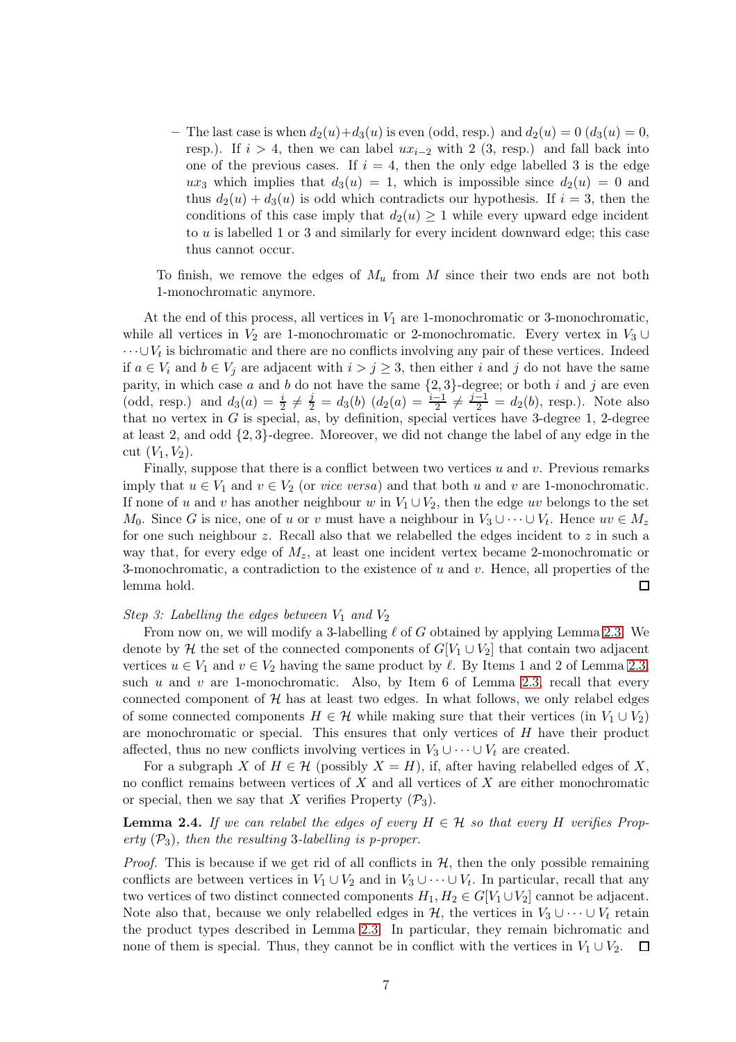– The last case is when $d_2(u)+d_3(u)$ is even (odd, resp.) and $d_2(u) = 0$ ($d_3(u) = 0$, resp.). If $i > 4$, then we can label $ux_{i-2}$ with 2 (3, resp.) and fall back into one of the previous cases. If $i = 4$, then the only edge labelled 3 is the edge $ux_3$ which implies that $d_3(u) = 1$, which is impossible since $d_2(u) = 0$ and thus $d_2(u) + d_3(u)$ is odd which contradicts our hypothesis. If $i = 3$, then the conditions of this case imply that $d_2(u) \geq 1$ while every upward edge incident to $u$ is labelled 1 or 3 and similarly for every incident downward edge; this case thus cannot occur.

To finish, we remove the edges of $M_u$ from $M$ since their two ends are not both 1-monochromatic anymore.

At the end of this process, all vertices in $V_1$ are 1-monochromatic or 3-monochromatic, while all vertices in $V_2$ are 1-monochromatic or 2-monochromatic. Every vertex in $V_3 \cup \cdots \cup V_t$ is bichromatic and there are no conflicts involving any pair of these vertices. Indeed if $a \in V_i$ and $b \in V_j$ are adjacent with $i > j \geq 3$, then either $i$ and $j$ do not have the same parity, in which case $a$ and $b$ do not have the same $\{2, 3\}$-degree; or both $i$ and $j$ are even (odd, resp.) and $d_3(a) = \frac{i}{2} \neq \frac{j}{2} = d_3(b)$ ($d_2(a) = \frac{i-1}{2} \neq \frac{j-1}{2} = d_2(b)$, resp.). Note also that no vertex in $G$ is special, as, by definition, special vertices have 3-degree 1, 2-degree at least 2, and odd $\{2, 3\}$-degree. Moreover, we did not change the label of any edge in the cut $(V_1, V_2)$.

Finally, suppose that there is a conflict between two vertices $u$ and $v$. Previous remarks imply that $u \in V_1$ and $v \in V_2$ (or *vice versa*) and that both $u$ and $v$ are 1-monochromatic. If none of $u$ and $v$ has another neighbour $w$ in $V_1 \cup V_2$, then the edge $uv$ belongs to the set $M_0$. Since $G$ is nice, one of $u$ or $v$ must have a neighbour in $V_3 \cup \cdots \cup V_t$. Hence $uv \in M_z$ for one such neighbour $z$. Recall also that we relabelled the edges incident to $z$ in such a way that, for every edge of $M_z$, at least one incident vertex became 2-monochromatic or 3-monochromatic, a contradiction to the existence of $u$ and $v$. Hence, all properties of the lemma hold. ◻

*Step 3: Labelling the edges between $V_1$ and $V_2$*

From now on, we will modify a 3-labelling $\ell$ of $G$ obtained by applying Lemma 2.3. We denote by $\mathcal{H}$ the set of the connected components of $G[V_1 \cup V_2]$ that contain two adjacent vertices $u \in V_1$ and $v \in V_2$ having the same product by $\ell$. By Items 1 and 2 of Lemma 2.3, such $u$ and $v$ are 1-monochromatic. Also, by Item 6 of Lemma 2.3, recall that every connected component of $\mathcal{H}$ has at least two edges. In what follows, we only relabel edges of some connected components $H \in \mathcal{H}$ while making sure that their vertices (in $V_1 \cup V_2$) are monochromatic or special. This ensures that only vertices of $H$ have their product affected, thus no new conflicts involving vertices in $V_3 \cup \cdots \cup V_t$ are created.

For a subgraph $X$ of $H \in \mathcal{H}$ (possibly $X = H$), if, after having relabelled edges of $X$, no conflict remains between vertices of $X$ and all vertices of $X$ are either monochromatic or special, then we say that $X$ verifies Property $(\mathcal{P}_3)$.

**Lemma 2.4.** *If we can relabel the edges of every $H \in \mathcal{H}$ so that every $H$ verifies Property $(\mathcal{P}_3)$, then the resulting 3-labelling is p-proper.*

*Proof.* This is because if we get rid of all conflicts in $\mathcal{H}$, then the only possible remaining conflicts are between vertices in $V_1 \cup V_2$ and in $V_3 \cup \cdots \cup V_t$. In particular, recall that any two vertices of two distinct connected components $H_1, H_2 \in G[V_1 \cup V_2]$ cannot be adjacent. Note also that, because we only relabelled edges in $\mathcal{H}$, the vertices in $V_3 \cup \cdots \cup V_t$ retain the product types described in Lemma 2.3. In particular, they remain bichromatic and none of them is special. Thus, they cannot be in conflict with the vertices in $V_1 \cup V_2$. ◻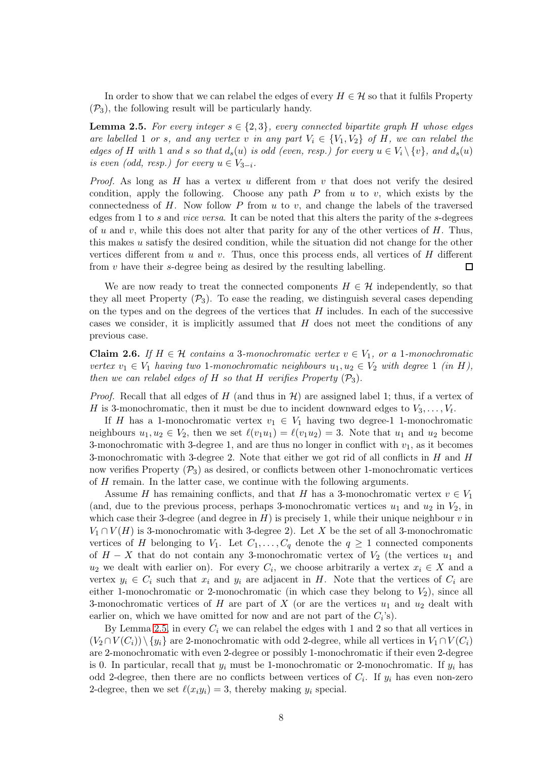In order to show that we can relabel the edges of every $H \in \mathcal{H}$ so that it fulfils Property $(\mathcal{P}_3)$, the following result will be particularly handy.

**Lemma 2.5.** *For every integer $s \in \{2,3\}$, every connected bipartite graph $H$ whose edges are labelled 1 or $s$, and any vertex $v$ in any part $V_i \in \{V_1, V_2\}$ of $H$, we can relabel the edges of $H$ with 1 and $s$ so that $d_s(u)$ is odd (even, resp.) for every $u \in V_i \setminus \{v\}$, and $d_s(u)$ is even (odd, resp.) for every $u \in V_{3-i}$.*

*Proof.* As long as $H$ has a vertex $u$ different from $v$ that does not verify the desired condition, apply the following. Choose any path $P$ from $u$ to $v$, which exists by the connectedness of $H$. Now follow $P$ from $u$ to $v$, and change the labels of the traversed edges from 1 to $s$ and *vice versa*. It can be noted that this alters the parity of the $s$-degrees of $u$ and $v$, while this does not alter that parity for any of the other vertices of $H$. Thus, this makes $u$ satisfy the desired condition, while the situation did not change for the other vertices different from $u$ and $v$. Thus, once this process ends, all vertices of $H$ different from $v$ have their $s$-degree being as desired by the resulting labelling. $\square$

We are now ready to treat the connected components $H \in \mathcal{H}$ independently, so that they all meet Property $(\mathcal{P}_3)$. To ease the reading, we distinguish several cases depending on the types and on the degrees of the vertices that $H$ includes. In each of the successive cases we consider, it is implicitly assumed that $H$ does not meet the conditions of any previous case.

**Claim 2.6.** *If $H \in \mathcal{H}$ contains a 3-monochromatic vertex $v \in V_1$, or a 1-monochromatic vertex $v_1 \in V_1$ having two 1-monochromatic neighbours $u_1, u_2 \in V_2$ with degree 1 (in $H$), then we can relabel edges of $H$ so that $H$ verifies Property $(\mathcal{P}_3)$.*

*Proof.* Recall that all edges of $H$ (and thus in $\mathcal{H}$) are assigned label 1; thus, if a vertex of $H$ is 3-monochromatic, then it must be due to incident downward edges to $V_3, \dots, V_t$.

If $H$ has a 1-monochromatic vertex $v_1 \in V_1$ having two degree-1 1-monochromatic neighbours $u_1, u_2 \in V_2$, then we set $\ell(v_1u_1) = \ell(v_1u_2) = 3$. Note that $u_1$ and $u_2$ become 3-monochromatic with 3-degree 1, and are thus no longer in conflict with $v_1$, as it becomes 3-monochromatic with 3-degree 2. Note that either we got rid of all conflicts in $H$ and $H$ now verifies Property $(\mathcal{P}_3)$ as desired, or conflicts between other 1-monochromatic vertices of $H$ remain. In the latter case, we continue with the following arguments.

Assume $H$ has remaining conflicts, and that $H$ has a 3-monochromatic vertex $v \in V_1$ (and, due to the previous process, perhaps 3-monochromatic vertices $u_1$ and $u_2$ in $V_2$, in which case their 3-degree (and degree in $H$) is precisely 1, while their unique neighbour $v$ in $V_1 \cap V(H)$ is 3-monochromatic with 3-degree 2). Let $X$ be the set of all 3-monochromatic vertices of $H$ belonging to $V_1$. Let $C_1, \dots, C_q$ denote the $q \geq 1$ connected components of $H - X$ that do not contain any 3-monochromatic vertex of $V_2$ (the vertices $u_1$ and $u_2$ we dealt with earlier on). For every $C_i$, we choose arbitrarily a vertex $x_i \in X$ and a vertex $y_i \in C_i$ such that $x_i$ and $y_i$ are adjacent in $H$. Note that the vertices of $C_i$ are either 1-monochromatic or 2-monochromatic (in which case they belong to $V_2$), since all 3-monochromatic vertices of $H$ are part of $X$ (or are the vertices $u_1$ and $u_2$ dealt with earlier on, which we have omitted for now and are not part of the $C_i$'s).

By Lemma 2.5, in every $C_i$ we can relabel the edges with 1 and 2 so that all vertices in $(V_2 \cap V(C_i)) \setminus \{y_i\}$ are 2-monochromatic with odd 2-degree, while all vertices in $V_1 \cap V(C_i)$ are 2-monochromatic with even 2-degree or possibly 1-monochromatic if their even 2-degree is 0. In particular, recall that $y_i$ must be 1-monochromatic or 2-monochromatic. If $y_i$ has odd 2-degree, then there are no conflicts between vertices of $C_i$. If $y_i$ has even non-zero 2-degree, then we set $\ell(x_iy_i) = 3$, thereby making $y_i$ special.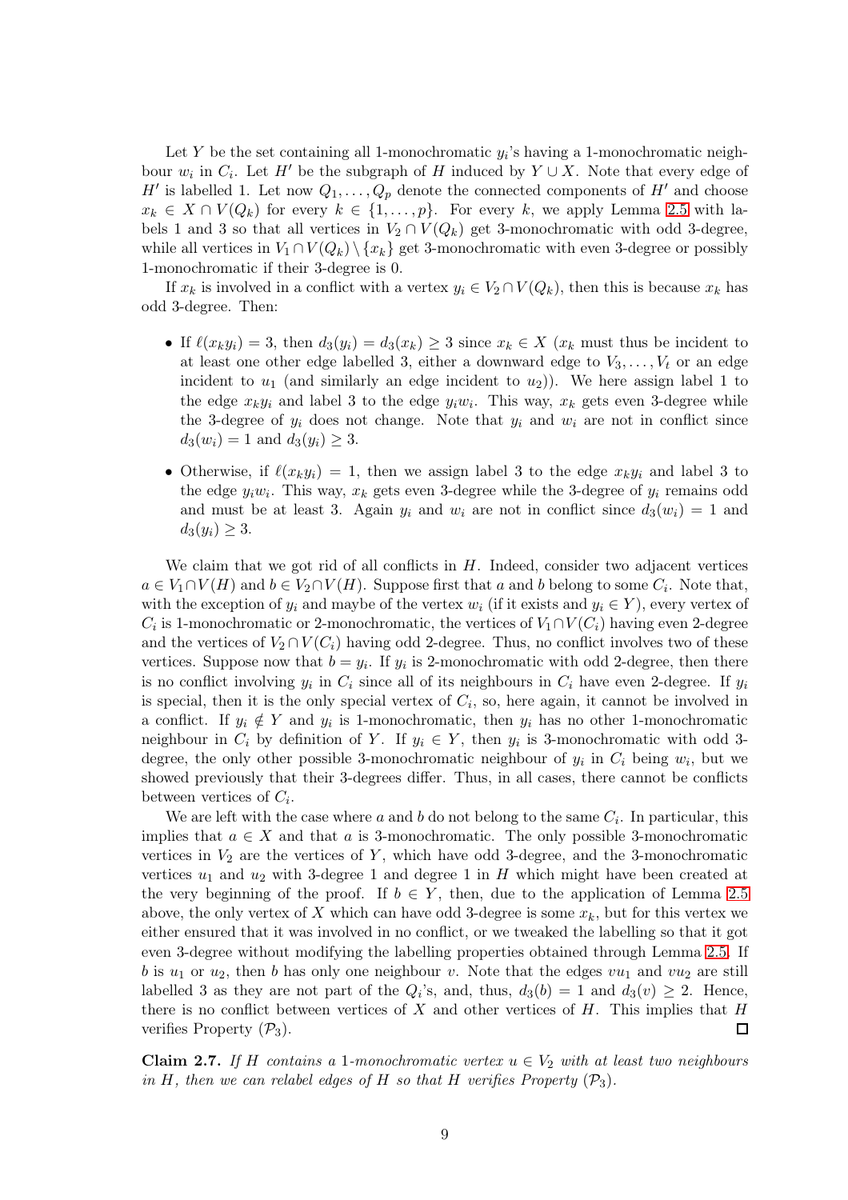Let $Y$ be the set containing all 1-monochromatic $y_i$'s having a 1-monochromatic neighbour $w_i$ in $C_i$. Let $H'$ be the subgraph of $H$ induced by $Y \cup X$. Note that every edge of $H'$ is labelled 1. Let now $Q_1, \dots, Q_p$ denote the connected components of $H'$ and choose $x_k \in X \cap V(Q_k)$ for every $k \in \{1, \dots, p\}$. For every $k$, we apply Lemma 2.5 with labels 1 and 3 so that all vertices in $V_2 \cap V(Q_k)$ get 3-monochromatic with odd 3-degree, while all vertices in $V_1 \cap V(Q_k) \setminus \{x_k\}$ get 3-monochromatic with even 3-degree or possibly 1-monochromatic if their 3-degree is 0.

If $x_k$ is involved in a conflict with a vertex $y_i \in V_2 \cap V(Q_k)$, then this is because $x_k$ has odd 3-degree. Then:

- If $\ell(x_k y_i) = 3$, then $d_3(y_i) = d_3(x_k) \geq 3$ since $x_k \in X$ ($x_k$ must thus be incident to at least one other edge labelled 3, either a downward edge to $V_3, \dots, V_t$ or an edge incident to $u_1$ (and similarly an edge incident to $u_2$)). We here assign label 1 to the edge $x_k y_i$ and label 3 to the edge $y_i w_i$. This way, $x_k$ gets even 3-degree while the 3-degree of $y_i$ does not change. Note that $y_i$ and $w_i$ are not in conflict since $d_3(w_i) = 1$ and $d_3(y_i) \geq 3$.
- Otherwise, if $\ell(x_k y_i) = 1$, then we assign label 3 to the edge $x_k y_i$ and label 3 to the edge $y_i w_i$. This way, $x_k$ gets even 3-degree while the 3-degree of $y_i$ remains odd and must be at least 3. Again $y_i$ and $w_i$ are not in conflict since $d_3(w_i) = 1$ and $d_3(y_i) \geq 3$.

We claim that we got rid of all conflicts in $H$. Indeed, consider two adjacent vertices $a \in V_1 \cap V(H)$ and $b \in V_2 \cap V(H)$. Suppose first that $a$ and $b$ belong to some $C_i$. Note that, with the exception of $y_i$ and maybe of the vertex $w_i$ (if it exists and $y_i \in Y$), every vertex of $C_i$ is 1-monochromatic or 2-monochromatic, the vertices of $V_1 \cap V(C_i)$ having even 2-degree and the vertices of $V_2 \cap V(C_i)$ having odd 2-degree. Thus, no conflict involves two of these vertices. Suppose now that $b = y_i$. If $y_i$ is 2-monochromatic with odd 2-degree, then there is no conflict involving $y_i$ in $C_i$ since all of its neighbours in $C_i$ have even 2-degree. If $y_i$ is special, then it is the only special vertex of $C_i$, so, here again, it cannot be involved in a conflict. If $y_i \notin Y$ and $y_i$ is 1-monochromatic, then $y_i$ has no other 1-monochromatic neighbour in $C_i$ by definition of $Y$. If $y_i \in Y$, then $y_i$ is 3-monochromatic with odd 3-degree, the only other possible 3-monochromatic neighbour of $y_i$ in $C_i$ being $w_i$, but we showed previously that their 3-degrees differ. Thus, in all cases, there cannot be conflicts between vertices of $C_i$.

We are left with the case where $a$ and $b$ do not belong to the same $C_i$. In particular, this implies that $a \in X$ and that $a$ is 3-monochromatic. The only possible 3-monochromatic vertices in $V_2$ are the vertices of $Y$, which have odd 3-degree, and the 3-monochromatic vertices $u_1$ and $u_2$ with 3-degree 1 and degree 1 in $H$ which might have been created at the very beginning of the proof. If $b \in Y$, then, due to the application of Lemma 2.5 above, the only vertex of $X$ which can have odd 3-degree is some $x_k$, but for this vertex we either ensured that it was involved in no conflict, or we tweaked the labelling so that it got even 3-degree without modifying the labelling properties obtained through Lemma 2.5. If $b$ is $u_1$ or $u_2$, then $b$ has only one neighbour $v$. Note that the edges $vu_1$ and $vu_2$ are still labelled 3 as they are not part of the $Q_i$'s, and, thus, $d_3(b) = 1$ and $d_3(v) \geq 2$. Hence, there is no conflict between vertices of $X$ and other vertices of $H$. This implies that $H$ verifies Property $(\mathcal{P}_3)$. $\square$

**Claim 2.7.** *If $H$ contains a 1-monochromatic vertex $u \in V_2$ with at least two neighbours in $H$, then we can relabel edges of $H$ so that $H$ verifies Property $(\mathcal{P}_3)$.*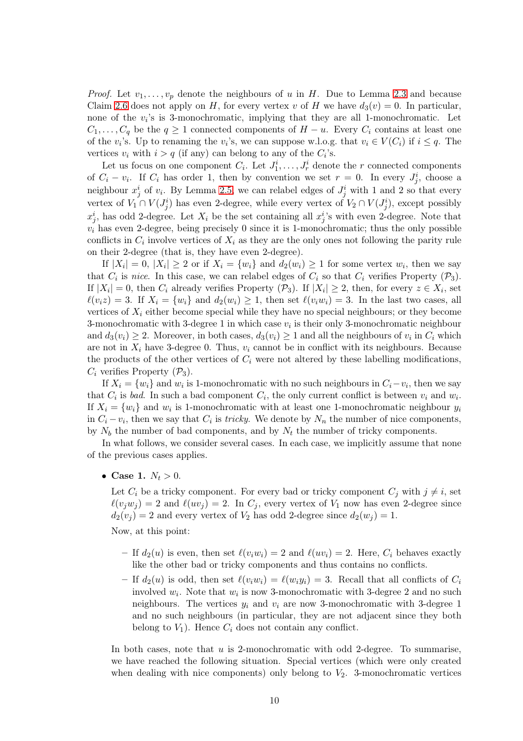*Proof.* Let $v_1, \dots, v_p$ denote the neighbours of $u$ in $H$. Due to Lemma 2.3 and because Claim 2.6 does not apply on $H$, for every vertex $v$ of $H$ we have $d_3(v) = 0$. In particular, none of the $v_i$'s is 3-monochromatic, implying that they are all 1-monochromatic. Let $C_1, \dots, C_q$ be the $q \geq 1$ connected components of $H - u$. Every $C_i$ contains at least one of the $v_i$'s. Up to renaming the $v_i$'s, we can suppose w.l.o.g. that $v_i \in V(C_i)$ if $i \leq q$. The vertices $v_i$ with $i > q$ (if any) can belong to any of the $C_i$'s.

Let us focus on one component $C_i$. Let $J_1^i, \dots, J_r^i$ denote the $r$ connected components of $C_i - v_i$. If $C_i$ has order 1, then by convention we set $r = 0$. In every $J_j^i$, choose a neighbour $x_j^i$ of $v_i$. By Lemma 2.5, we can relabel edges of $J_j^i$ with 1 and 2 so that every vertex of $V_1 \cap V(J_j^i)$ has even 2-degree, while every vertex of $V_2 \cap V(J_j^i)$, except possibly $x_j^i$, has odd 2-degree. Let $X_i$ be the set containing all $x_j^i$'s with even 2-degree. Note that $v_i$ has even 2-degree, being precisely 0 since it is 1-monochromatic; thus the only possible conflicts in $C_i$ involve vertices of $X_i$ as they are the only ones not following the parity rule on their 2-degree (that is, they have even 2-degree).

If $|X_i| = 0$, $|X_i| \geq 2$ or if $X_i = \{w_i\}$ and $d_2(w_i) \geq 1$ for some vertex $w_i$, then we say that $C_i$ is *nice*. In this case, we can relabel edges of $C_i$ so that $C_i$ verifies Property ($\mathcal{P}_3$). If $|X_i| = 0$, then $C_i$ already verifies Property ($\mathcal{P}_3$). If $|X_i| \geq 2$, then, for every $z \in X_i$, set $\ell(v_i z) = 3$. If $X_i = \{w_i\}$ and $d_2(w_i) \geq 1$, then set $\ell(v_i w_i) = 3$. In the last two cases, all vertices of $X_i$ either become special while they have no special neighbours; or they become 3-monochromatic with 3-degree 1 in which case $v_i$ is their only 3-monochromatic neighbour and $d_3(v_i) \geq 2$. Moreover, in both cases, $d_3(v_i) \geq 1$ and all the neighbours of $v_i$ in $C_i$ which are not in $X_i$ have 3-degree 0. Thus, $v_i$ cannot be in conflict with its neighbours. Because the products of the other vertices of $C_i$ were not altered by these labelling modifications, $C_i$ verifies Property ($\mathcal{P}_3$).

If $X_i = \{w_i\}$ and $w_i$ is 1-monochromatic with no such neighbours in $C_i - v_i$, then we say that $C_i$ is *bad*. In such a bad component $C_i$, the only current conflict is between $v_i$ and $w_i$. If $X_i = \{w_i\}$ and $w_i$ is 1-monochromatic with at least one 1-monochromatic neighbour $y_i$ in $C_i - v_i$, then we say that $C_i$ is *tricky*. We denote by $N_n$ the number of nice components, by $N_b$ the number of bad components, and by $N_t$ the number of tricky components.

In what follows, we consider several cases. In each case, we implicitly assume that none of the previous cases applies.

- **Case 1.** $N_t > 0$.

  Let $C_i$ be a tricky component. For every bad or tricky component $C_j$ with $j \neq i$, set $\ell(v_j w_j) = 2$ and $\ell(u v_j) = 2$. In $C_j$, every vertex of $V_1$ now has even 2-degree since $d_2(v_j) = 2$ and every vertex of $V_2$ has odd 2-degree since $d_2(w_j) = 1$.

  Now, at this point:

  - If $d_2(u)$ is even, then set $\ell(v_i w_i) = 2$ and $\ell(u v_i) = 2$. Here, $C_i$ behaves exactly like the other bad or tricky components and thus contains no conflicts.
  - If $d_2(u)$ is odd, then set $\ell(v_i w_i) = \ell(w_i y_i) = 3$. Recall that all conflicts of $C_i$ involved $w_i$. Note that $w_i$ is now 3-monochromatic with 3-degree 2 and no such neighbours. The vertices $y_i$ and $v_i$ are now 3-monochromatic with 3-degree 1 and no such neighbours (in particular, they are not adjacent since they both belong to $V_1$). Hence $C_i$ does not contain any conflict.

  In both cases, note that $u$ is 2-monochromatic with odd 2-degree. To summarise, we have reached the following situation. Special vertices (which were only created when dealing with nice components) only belong to $V_2$. 3-monochromatic vertices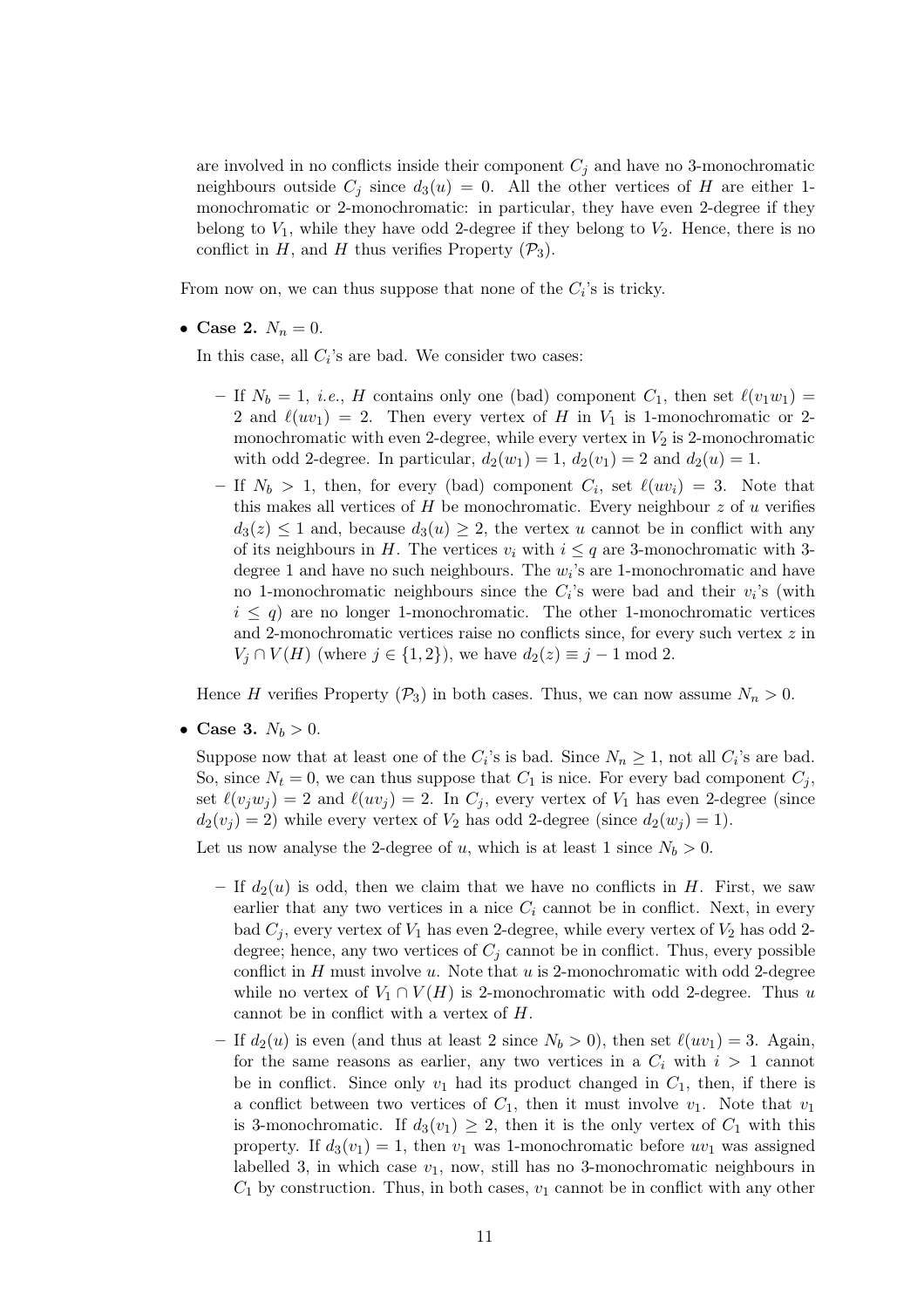are involved in no conflicts inside their component $C_j$ and have no 3-monochromatic neighbours outside $C_j$ since $d_3(u) = 0$. All the other vertices of $H$ are either 1-monochromatic or 2-monochromatic: in particular, they have even 2-degree if they belong to $V_1$, while they have odd 2-degree if they belong to $V_2$. Hence, there is no conflict in $H$, and $H$ thus verifies Property $(\mathcal{P}_3)$.

From now on, we can thus suppose that none of the $C_i$'s is tricky.

- **Case 2.** $N_n = 0$.

  In this case, all $C_i$'s are bad. We consider two cases:

  - If $N_b = 1$, *i.e.*, $H$ contains only one (bad) component $C_1$, then set $\ell(v_1w_1) = 2$ and $\ell(uv_1) = 2$. Then every vertex of $H$ in $V_1$ is 1-monochromatic or 2-monochromatic with even 2-degree, while every vertex in $V_2$ is 2-monochromatic with odd 2-degree. In particular, $d_2(w_1) = 1$, $d_2(v_1) = 2$ and $d_2(u) = 1$.
  - If $N_b > 1$, then, for every (bad) component $C_i$, set $\ell(uv_i) = 3$. Note that this makes all vertices of $H$ be monochromatic. Every neighbour $z$ of $u$ verifies $d_3(z) \leq 1$ and, because $d_3(u) \geq 2$, the vertex $u$ cannot be in conflict with any of its neighbours in $H$. The vertices $v_i$ with $i \leq q$ are 3-monochromatic with 3-degree 1 and have no such neighbours. The $w_i$'s are 1-monochromatic and have no 1-monochromatic neighbours since the $C_i$'s were bad and their $v_i$'s (with $i \leq q$) are no longer 1-monochromatic. The other 1-monochromatic vertices and 2-monochromatic vertices raise no conflicts since, for every such vertex $z$ in $V_j \cap V(H)$ (where $j \in \{1, 2\}$), we have $d_2(z) \equiv j - 1 \bmod 2$.

  Hence $H$ verifies Property $(\mathcal{P}_3)$ in both cases. Thus, we can now assume $N_n > 0$.

- **Case 3.** $N_b > 0$.

  Suppose now that at least one of the $C_i$'s is bad. Since $N_n \geq 1$, not all $C_i$'s are bad. So, since $N_t = 0$, we can thus suppose that $C_1$ is nice. For every bad component $C_j$, set $\ell(v_jw_j) = 2$ and $\ell(uv_j) = 2$. In $C_j$, every vertex of $V_1$ has even 2-degree (since $d_2(v_j) = 2$) while every vertex of $V_2$ has odd 2-degree (since $d_2(w_j) = 1$).

  Let us now analyse the 2-degree of $u$, which is at least 1 since $N_b > 0$.

  - If $d_2(u)$ is odd, then we claim that we have no conflicts in $H$. First, we saw earlier that any two vertices in a nice $C_i$ cannot be in conflict. Next, in every bad $C_j$, every vertex of $V_1$ has even 2-degree, while every vertex of $V_2$ has odd 2-degree; hence, any two vertices of $C_j$ cannot be in conflict. Thus, every possible conflict in $H$ must involve $u$. Note that $u$ is 2-monochromatic with odd 2-degree while no vertex of $V_1 \cap V(H)$ is 2-monochromatic with odd 2-degree. Thus $u$ cannot be in conflict with a vertex of $H$.
  - If $d_2(u)$ is even (and thus at least 2 since $N_b > 0$), then set $\ell(uv_1) = 3$. Again, for the same reasons as earlier, any two vertices in a $C_i$ with $i > 1$ cannot be in conflict. Since only $v_1$ had its product changed in $C_1$, then, if there is a conflict between two vertices of $C_1$, then it must involve $v_1$. Note that $v_1$ is 3-monochromatic. If $d_3(v_1) \geq 2$, then it is the only vertex of $C_1$ with this property. If $d_3(v_1) = 1$, then $v_1$ was 1-monochromatic before $uv_1$ was assigned labelled 3, in which case $v_1$, now, still has no 3-monochromatic neighbours in $C_1$ by construction. Thus, in both cases, $v_1$ cannot be in conflict with any other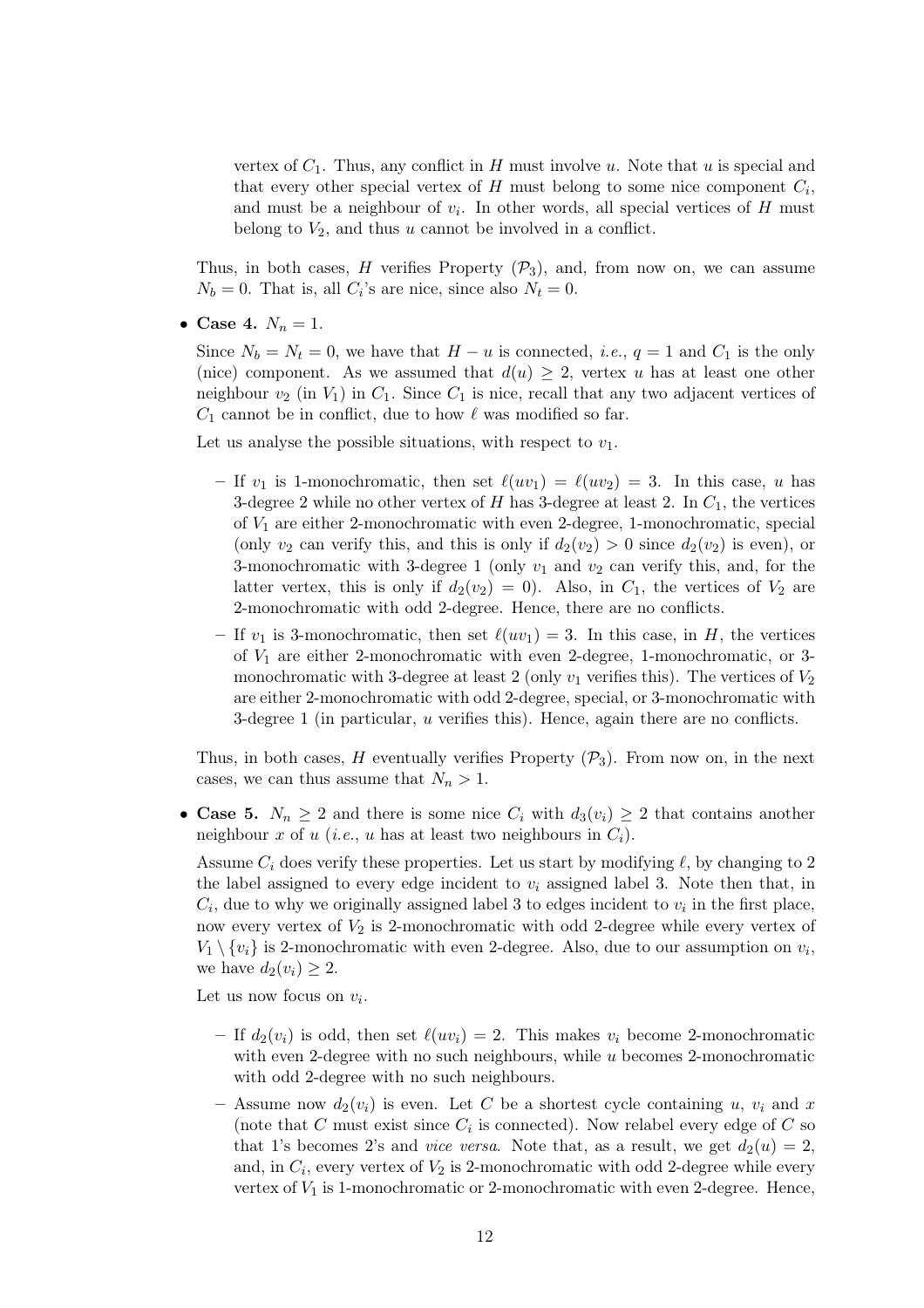vertex of $C_1$. Thus, any conflict in $H$ must involve $u$. Note that $u$ is special and that every other special vertex of $H$ must belong to some nice component $C_i$, and must be a neighbour of $v_i$. In other words, all special vertices of $H$ must belong to $V_2$, and thus $u$ cannot be involved in a conflict.

Thus, in both cases, $H$ verifies Property $(\mathcal{P}_3)$, and, from now on, we can assume $N_b = 0$. That is, all $C_i$'s are nice, since also $N_t = 0$.

- **Case 4.** $N_n = 1$.

  Since $N_b = N_t = 0$, we have that $H - u$ is connected, *i.e.*, $q = 1$ and $C_1$ is the only (nice) component. As we assumed that $d(u) \geq 2$, vertex $u$ has at least one other neighbour $v_2$ (in $V_1$) in $C_1$. Since $C_1$ is nice, recall that any two adjacent vertices of $C_1$ cannot be in conflict, due to how $\ell$ was modified so far.

  Let us analyse the possible situations, with respect to $v_1$.

  - If $v_1$ is 1-monochromatic, then set $\ell(uv_1) = \ell(uv_2) = 3$. In this case, $u$ has 3-degree 2 while no other vertex of $H$ has 3-degree at least 2. In $C_1$, the vertices of $V_1$ are either 2-monochromatic with even 2-degree, 1-monochromatic, special (only $v_2$ can verify this, and this is only if $d_2(v_2) > 0$ since $d_2(v_2)$ is even), or 3-monochromatic with 3-degree 1 (only $v_1$ and $v_2$ can verify this, and, for the latter vertex, this is only if $d_2(v_2) = 0$). Also, in $C_1$, the vertices of $V_2$ are 2-monochromatic with odd 2-degree. Hence, there are no conflicts.
  - If $v_1$ is 3-monochromatic, then set $\ell(uv_1) = 3$. In this case, in $H$, the vertices of $V_1$ are either 2-monochromatic with even 2-degree, 1-monochromatic, or 3-monochromatic with 3-degree at least 2 (only $v_1$ verifies this). The vertices of $V_2$ are either 2-monochromatic with odd 2-degree, special, or 3-monochromatic with 3-degree 1 (in particular, $u$ verifies this). Hence, again there are no conflicts.

  Thus, in both cases, $H$ eventually verifies Property $(\mathcal{P}_3)$. From now on, in the next cases, we can thus assume that $N_n > 1$.

- **Case 5.** $N_n \geq 2$ and there is some nice $C_i$ with $d_3(v_i) \geq 2$ that contains another neighbour $x$ of $u$ (*i.e.*, $u$ has at least two neighbours in $C_i$).

  Assume $C_i$ does verify these properties. Let us start by modifying $\ell$, by changing to 2 the label assigned to every edge incident to $v_i$ assigned label 3. Note then that, in $C_i$, due to why we originally assigned label 3 to edges incident to $v_i$ in the first place, now every vertex of $V_2$ is 2-monochromatic with odd 2-degree while every vertex of $V_1 \setminus \{v_i\}$ is 2-monochromatic with even 2-degree. Also, due to our assumption on $v_i$, we have $d_2(v_i) \geq 2$.

  Let us now focus on $v_i$.

  - If $d_2(v_i)$ is odd, then set $\ell(uv_i) = 2$. This makes $v_i$ become 2-monochromatic with even 2-degree with no such neighbours, while $u$ becomes 2-monochromatic with odd 2-degree with no such neighbours.
  - Assume now $d_2(v_i)$ is even. Let $C$ be a shortest cycle containing $u$, $v_i$ and $x$ (note that $C$ must exist since $C_i$ is connected). Now relabel every edge of $C$ so that 1's becomes 2's and *vice versa*. Note that, as a result, we get $d_2(u) = 2$, and, in $C_i$, every vertex of $V_2$ is 2-monochromatic with odd 2-degree while every vertex of $V_1$ is 1-monochromatic or 2-monochromatic with even 2-degree. Hence,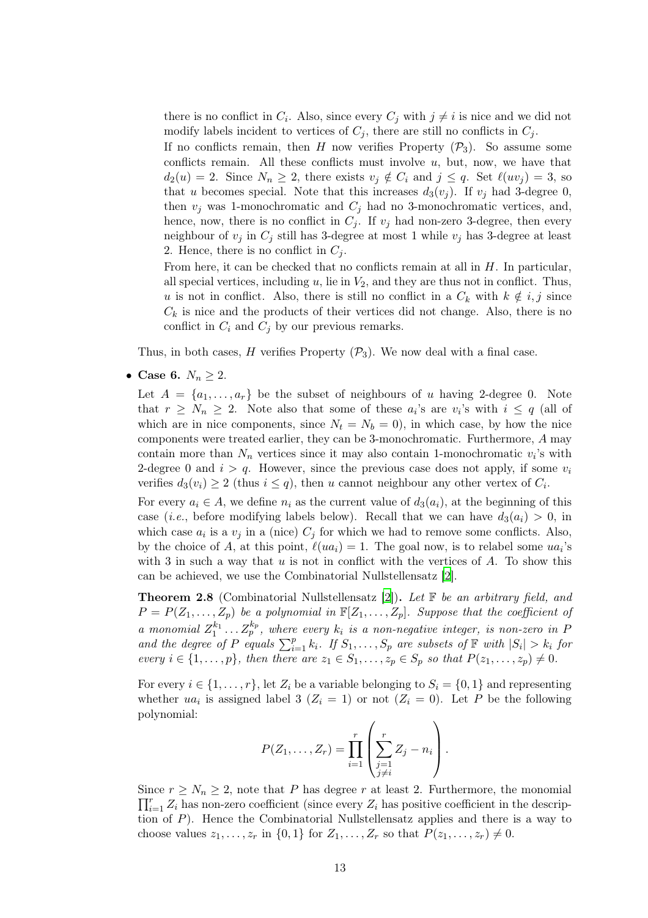there is no conflict in $C_i$. Also, since every $C_j$ with $j \neq i$ is nice and we did not modify labels incident to vertices of $C_j$, there are still no conflicts in $C_j$.

If no conflicts remain, then $H$ now verifies Property $(\mathcal{P}_3)$. So assume some conflicts remain. All these conflicts must involve $u$, but, now, we have that $d_2(u) = 2$. Since $N_n \geq 2$, there exists $v_j \notin C_i$ and $j \leq q$. Set $\ell(uv_j) = 3$, so that $u$ becomes special. Note that this increases $d_3(v_j)$. If $v_j$ had 3-degree 0, then $v_j$ was 1-monochromatic and $C_j$ had no 3-monochromatic vertices, and, hence, now, there is no conflict in $C_j$. If $v_j$ had non-zero 3-degree, then every neighbour of $v_j$ in $C_j$ still has 3-degree at most 1 while $v_j$ has 3-degree at least 2. Hence, there is no conflict in $C_j$.

From here, it can be checked that no conflicts remain at all in $H$. In particular, all special vertices, including $u$, lie in $V_2$, and they are thus not in conflict. Thus, $u$ is not in conflict. Also, there is still no conflict in a $C_k$ with $k \notin i, j$ since $C_k$ is nice and the products of their vertices did not change. Also, there is no conflict in $C_i$ and $C_j$ by our previous remarks.

Thus, in both cases, $H$ verifies Property $(\mathcal{P}_3)$. We now deal with a final case.

- **Case 6.** $N_n \geq 2$.

  Let $A = \{a_1, \ldots, a_r\}$ be the subset of neighbours of $u$ having 2-degree 0. Note that $r \geq N_n \geq 2$. Note also that some of these $a_i$'s are $v_i$'s with $i \leq q$ (all of which are in nice components, since $N_t = N_b = 0$), in which case, by how the nice components were treated earlier, they can be 3-monochromatic. Furthermore, $A$ may contain more than $N_n$ vertices since it may also contain 1-monochromatic $v_i$'s with 2-degree 0 and $i > q$. However, since the previous case does not apply, if some $v_i$ verifies $d_3(v_i) \geq 2$ (thus $i \leq q$), then $u$ cannot neighbour any other vertex of $C_i$.

  For every $a_i \in A$, we define $n_i$ as the current value of $d_3(a_i)$, at the beginning of this case (*i.e.*, before modifying labels below). Recall that we can have $d_3(a_i) > 0$, in which case $a_i$ is a $v_j$ in a (nice) $C_j$ for which we had to remove some conflicts. Also, by the choice of $A$, at this point, $\ell(ua_i) = 1$. The goal now, is to relabel some $ua_i$'s with 3 in such a way that $u$ is not in conflict with the vertices of $A$. To show this can be achieved, we use the Combinatorial Nullstellensatz [2].

  **Theorem 2.8** (Combinatorial Nullstellensatz [2])**.** *Let $\mathbb{F}$ be an arbitrary field, and $P = P(Z_1, \ldots, Z_p)$ be a polynomial in $\mathbb{F}[Z_1, \ldots, Z_p]$. Suppose that the coefficient of a monomial $Z_1^{k_1} \ldots Z_p^{k_p}$, where every $k_i$ is a non-negative integer, is non-zero in $P$ and the degree of $P$ equals $\sum_{i=1}^{p} k_i$. If $S_1, \ldots, S_p$ are subsets of $\mathbb{F}$ with $|S_i| > k_i$ for every $i \in \{1, \ldots, p\}$, then there are $z_1 \in S_1, \ldots, z_p \in S_p$ so that $P(z_1, \ldots, z_p) \neq 0$.*

  For every $i \in \{1, \ldots, r\}$, let $Z_i$ be a variable belonging to $S_i = \{0, 1\}$ and representing whether $ua_i$ is assigned label 3 ($Z_i = 1$) or not ($Z_i = 0$). Let $P$ be the following polynomial:

  $$P(Z_1, \ldots, Z_r) = \prod_{i=1}^{r} \left( \sum_{\substack{j=1 \\ j \neq i}}^{r} Z_j - n_i \right).$$

  Since $r \geq N_n \geq 2$, note that $P$ has degree $r$ at least 2. Furthermore, the monomial $\prod_{i=1}^{r} Z_i$ has non-zero coefficient (since every $Z_i$ has positive coefficient in the description of $P$). Hence the Combinatorial Nullstellensatz applies and there is a way to choose values $z_1, \ldots, z_r$ in $\{0, 1\}$ for $Z_1, \ldots, Z_r$ so that $P(z_1, \ldots, z_r) \neq 0$.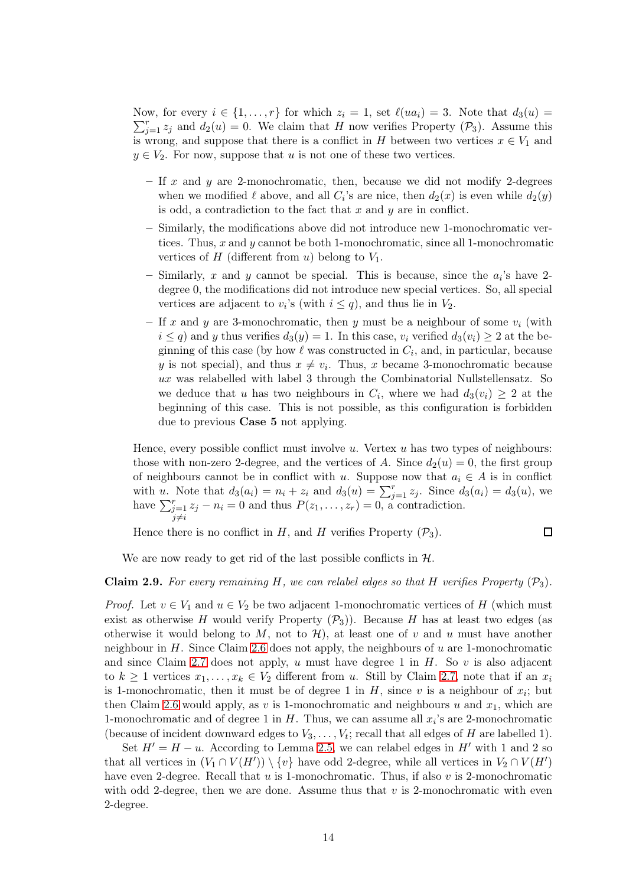Now, for every $i \in \{1, \dots, r\}$ for which $z_i = 1$, set $\ell(ua_i) = 3$. Note that $d_3(u) = \sum_{j=1}^{r} z_j$ and $d_2(u) = 0$. We claim that $H$ now verifies Property $(\mathcal{P}_3)$. Assume this is wrong, and suppose that there is a conflict in $H$ between two vertices $x \in V_1$ and $y \in V_2$. For now, suppose that $u$ is not one of these two vertices.

- If $x$ and $y$ are 2-monochromatic, then, because we did not modify 2-degrees when we modified $\ell$ above, and all $C_i$'s are nice, then $d_2(x)$ is even while $d_2(y)$ is odd, a contradiction to the fact that $x$ and $y$ are in conflict.
- Similarly, the modifications above did not introduce new 1-monochromatic vertices. Thus, $x$ and $y$ cannot be both 1-monochromatic, since all 1-monochromatic vertices of $H$ (different from $u$) belong to $V_1$.
- Similarly, $x$ and $y$ cannot be special. This is because, since the $a_i$'s have 2-degree 0, the modifications did not introduce new special vertices. So, all special vertices are adjacent to $v_i$'s (with $i \leq q$), and thus lie in $V_2$.
- If $x$ and $y$ are 3-monochromatic, then $y$ must be a neighbour of some $v_i$ (with $i \leq q$) and $y$ thus verifies $d_3(y) = 1$. In this case, $v_i$ verified $d_3(v_i) \geq 2$ at the beginning of this case (by how $\ell$ was constructed in $C_i$, and, in particular, because $y$ is not special), and thus $x \neq v_i$. Thus, $x$ became 3-monochromatic because $ux$ was relabelled with label 3 through the Combinatorial Nullstellensatz. So we deduce that $u$ has two neighbours in $C_i$, where we had $d_3(v_i) \geq 2$ at the beginning of this case. This is not possible, as this configuration is forbidden due to previous **Case 5** not applying.

Hence, every possible conflict must involve $u$. Vertex $u$ has two types of neighbours: those with non-zero 2-degree, and the vertices of $A$. Since $d_2(u) = 0$, the first group of neighbours cannot be in conflict with $u$. Suppose now that $a_i \in A$ is in conflict with $u$. Note that $d_3(a_i) = n_i + z_i$ and $d_3(u) = \sum_{j=1}^{r} z_j$. Since $d_3(a_i) = d_3(u)$, we have $\sum_{\substack{j=1 \\ j \neq i}}^{r} z_j - n_i = 0$ and thus $P(z_1, \dots, z_r) = 0$, a contradiction.

Hence there is no conflict in $H$, and $H$ verifies Property $(\mathcal{P}_3)$. $\square$

We are now ready to get rid of the last possible conflicts in $\mathcal{H}$.

**Claim 2.9.** *For every remaining $H$, we can relabel edges so that $H$ verifies Property $(\mathcal{P}_3)$.*

*Proof.* Let $v \in V_1$ and $u \in V_2$ be two adjacent 1-monochromatic vertices of $H$ (which must exist as otherwise $H$ would verify Property $(\mathcal{P}_3)$). Because $H$ has at least two edges (as otherwise it would belong to $M$, not to $\mathcal{H}$), at least one of $v$ and $u$ must have another neighbour in $H$. Since Claim 2.6 does not apply, the neighbours of $u$ are 1-monochromatic and since Claim 2.7 does not apply, $u$ must have degree 1 in $H$. So $v$ is also adjacent to $k \geq 1$ vertices $x_1, \dots, x_k \in V_2$ different from $u$. Still by Claim 2.7, note that if an $x_i$ is 1-monochromatic, then it must be of degree 1 in $H$, since $v$ is a neighbour of $x_i$; but then Claim 2.6 would apply, as $v$ is 1-monochromatic and neighbours $u$ and $x_1$, which are 1-monochromatic and of degree 1 in $H$. Thus, we can assume all $x_i$'s are 2-monochromatic (because of incident downward edges to $V_3, \dots, V_t$; recall that all edges of $H$ are labelled 1).

Set $H' = H - u$. According to Lemma 2.5, we can relabel edges in $H'$ with 1 and 2 so that all vertices in $(V_1 \cap V(H')) \setminus \{v\}$ have odd 2-degree, while all vertices in $V_2 \cap V(H')$ have even 2-degree. Recall that $u$ is 1-monochromatic. Thus, if also $v$ is 2-monochromatic with odd 2-degree, then we are done. Assume thus that $v$ is 2-monochromatic with even 2-degree.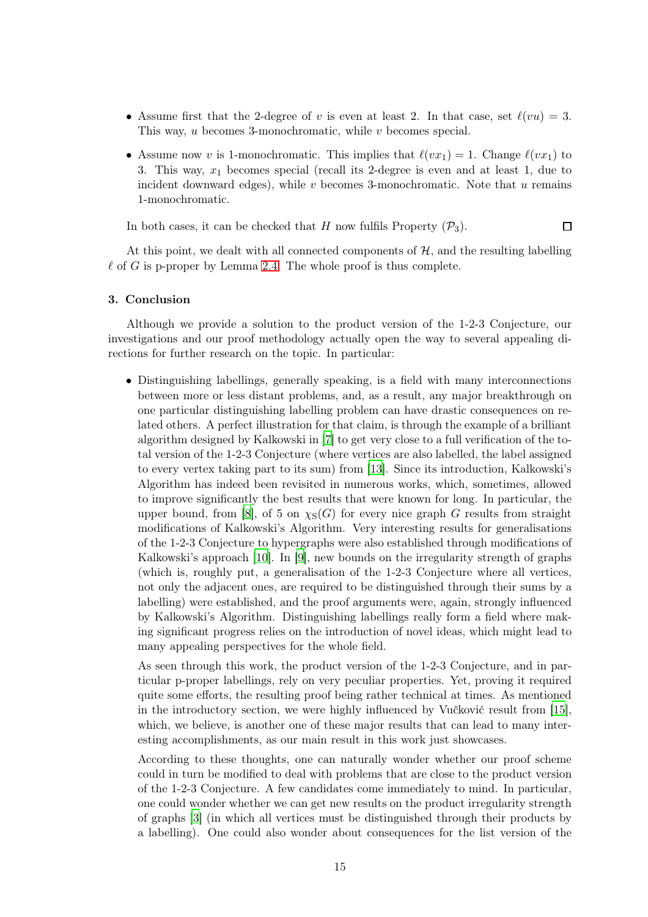- Assume first that the 2-degree of $v$ is even at least 2. In that case, set $\ell(vu) = 3$. This way, $u$ becomes 3-monochromatic, while $v$ becomes special.
- Assume now $v$ is 1-monochromatic. This implies that $\ell(vx_1) = 1$. Change $\ell(vx_1)$ to 3. This way, $x_1$ becomes special (recall its 2-degree is even and at least 1, due to incident downward edges), while $v$ becomes 3-monochromatic. Note that $u$ remains 1-monochromatic.

In both cases, it can be checked that $H$ now fulfils Property $(\mathcal{P}_3)$. □

At this point, we dealt with all connected components of $\mathcal{H}$, and the resulting labelling $\ell$ of $G$ is p-proper by Lemma 2.4. The whole proof is thus complete.

## 3. Conclusion

Although we provide a solution to the product version of the 1-2-3 Conjecture, our investigations and our proof methodology actually open the way to several appealing directions for further research on the topic. In particular:

- Distinguishing labellings, generally speaking, is a field with many interconnections between more or less distant problems, and, as a result, any major breakthrough on one particular distinguishing labelling problem can have drastic consequences on related others. A perfect illustration for that claim, is through the example of a brilliant algorithm designed by Kalkowski in [7] to get very close to a full verification of the total version of the 1-2-3 Conjecture (where vertices are also labelled, the label assigned to every vertex taking part to its sum) from [13]. Since its introduction, Kalkowski's Algorithm has indeed been revisited in numerous works, which, sometimes, allowed to improve significantly the best results that were known for long. In particular, the upper bound, from [8], of 5 on $\chi_S(G)$ for every nice graph $G$ results from straight modifications of Kalkowski's Algorithm. Very interesting results for generalisations of the 1-2-3 Conjecture to hypergraphs were also established through modifications of Kalkowski's approach [10]. In [9], new bounds on the irregularity strength of graphs (which is, roughly put, a generalisation of the 1-2-3 Conjecture where all vertices, not only the adjacent ones, are required to be distinguished through their sums by a labelling) were established, and the proof arguments were, again, strongly influenced by Kalkowski's Algorithm. Distinguishing labellings really form a field where making significant progress relies on the introduction of novel ideas, which might lead to many appealing perspectives for the whole field.

  As seen through this work, the product version of the 1-2-3 Conjecture, and in particular p-proper labellings, rely on very peculiar properties. Yet, proving it required quite some efforts, the resulting proof being rather technical at times. As mentioned in the introductory section, we were highly influenced by Vučković result from [15], which, we believe, is another one of these major results that can lead to many interesting accomplishments, as our main result in this work just showcases.

  According to these thoughts, one can naturally wonder whether our proof scheme could in turn be modified to deal with problems that are close to the product version of the 1-2-3 Conjecture. A few candidates come immediately to mind. In particular, one could wonder whether we can get new results on the product irregularity strength of graphs [3] (in which all vertices must be distinguished through their products by a labelling). One could also wonder about consequences for the list version of the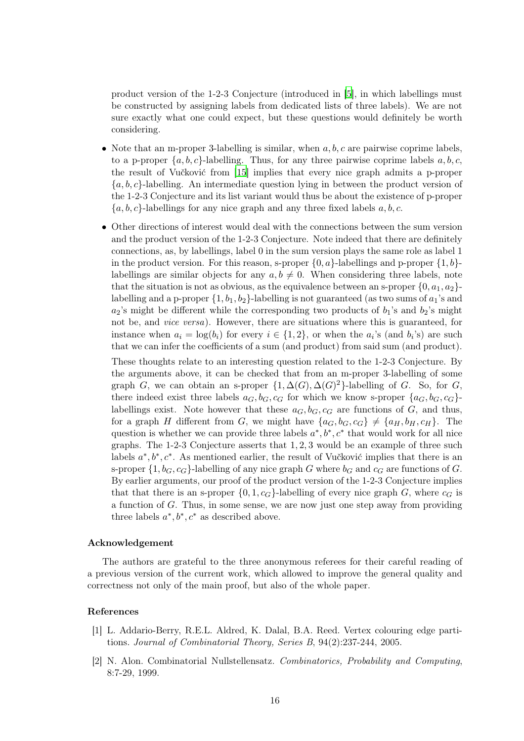product version of the 1-2-3 Conjecture (introduced in [5], in which labellings must be constructed by assigning labels from dedicated lists of three labels). We are not sure exactly what one could expect, but these questions would definitely be worth considering.

- Note that an m-proper 3-labelling is similar, when $a, b, c$ are pairwise coprime labels, to a p-proper $\{a, b, c\}$-labelling. Thus, for any three pairwise coprime labels $a, b, c$, the result of Vučković from [15] implies that every nice graph admits a p-proper $\{a, b, c\}$-labelling. An intermediate question lying in between the product version of the 1-2-3 Conjecture and its list variant would thus be about the existence of p-proper $\{a, b, c\}$-labellings for any nice graph and any three fixed labels $a, b, c$.

- Other directions of interest would deal with the connections between the sum version and the product version of the 1-2-3 Conjecture. Note indeed that there are definitely connections, as, by labellings, label 0 in the sum version plays the same role as label 1 in the product version. For this reason, s-proper $\{0, a\}$-labellings and p-proper $\{1, b\}$-labellings are similar objects for any $a, b \neq 0$. When considering three labels, note that the situation is not as obvious, as the equivalence between an s-proper $\{0, a_1, a_2\}$-labelling and a p-proper $\{1, b_1, b_2\}$-labelling is not guaranteed (as two sums of $a_1$'s and $a_2$'s might be different while the corresponding two products of $b_1$'s and $b_2$'s might not be, and *vice versa*). However, there are situations where this is guaranteed, for instance when $a_i = \log(b_i)$ for every $i \in \{1, 2\}$, or when the $a_i$'s (and $b_i$'s) are such that we can infer the coefficients of a sum (and product) from said sum (and product).

  These thoughts relate to an interesting question related to the 1-2-3 Conjecture. By the arguments above, it can be checked that from an m-proper 3-labelling of some graph $G$, we can obtain an s-proper $\{1, \Delta(G), \Delta(G)^2\}$-labelling of $G$. So, for $G$, there indeed exist three labels $a_G, b_G, c_G$ for which we know s-proper $\{a_G, b_G, c_G\}$-labellings exist. Note however that these $a_G, b_G, c_G$ are functions of $G$, and thus, for a graph $H$ different from $G$, we might have $\{a_G, b_G, c_G\} \neq \{a_H, b_H, c_H\}$. The question is whether we can provide three labels $a^*, b^*, c^*$ that would work for all nice graphs. The 1-2-3 Conjecture asserts that $1, 2, 3$ would be an example of three such labels $a^*, b^*, c^*$. As mentioned earlier, the result of Vučković implies that there is an s-proper $\{1, b_G, c_G\}$-labelling of any nice graph $G$ where $b_G$ and $c_G$ are functions of $G$. By earlier arguments, our proof of the product version of the 1-2-3 Conjecture implies that that there is an s-proper $\{0, 1, c_G\}$-labelling of every nice graph $G$, where $c_G$ is a function of $G$. Thus, in some sense, we are now just one step away from providing three labels $a^*, b^*, c^*$ as described above.

### Acknowledgement

The authors are grateful to the three anonymous referees for their careful reading of a previous version of the current work, which allowed to improve the general quality and correctness not only of the main proof, but also of the whole paper.

### References

[1] L. Addario-Berry, R.E.L. Aldred, K. Dalal, B.A. Reed. Vertex colouring edge partitions. *Journal of Combinatorial Theory, Series B*, 94(2):237-244, 2005.

[2] N. Alon. Combinatorial Nullstellensatz. *Combinatorics, Probability and Computing*, 8:7-29, 1999.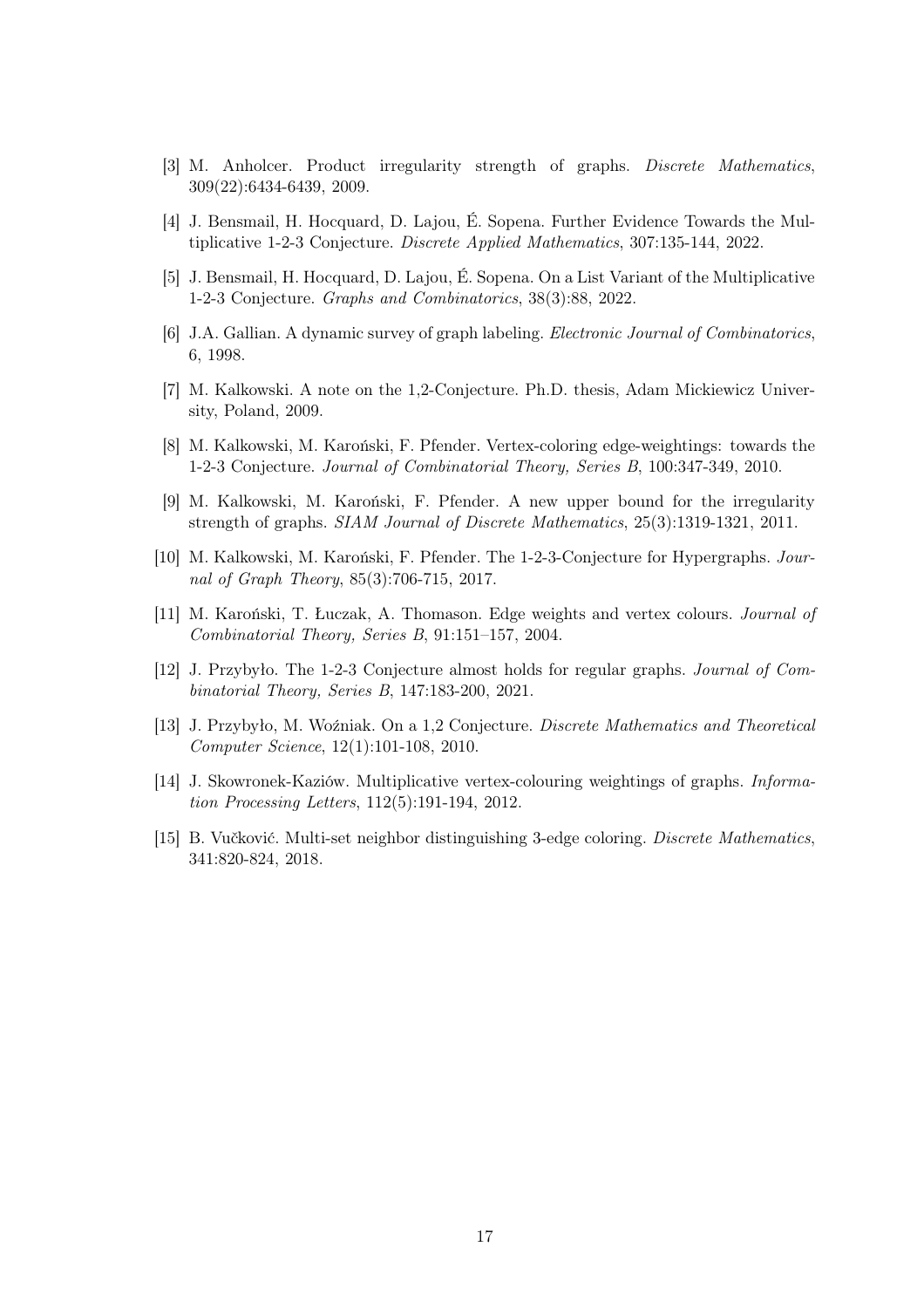[3] M. Anholcer. Product irregularity strength of graphs. *Discrete Mathematics*, 309(22):6434-6439, 2009.

[4] J. Bensmail, H. Hocquard, D. Lajou, É. Sopena. Further Evidence Towards the Multiplicative 1-2-3 Conjecture. *Discrete Applied Mathematics*, 307:135-144, 2022.

[5] J. Bensmail, H. Hocquard, D. Lajou, É. Sopena. On a List Variant of the Multiplicative 1-2-3 Conjecture. *Graphs and Combinatorics*, 38(3):88, 2022.

[6] J.A. Gallian. A dynamic survey of graph labeling. *Electronic Journal of Combinatorics*, 6, 1998.

[7] M. Kalkowski. A note on the 1,2-Conjecture. Ph.D. thesis, Adam Mickiewicz University, Poland, 2009.

[8] M. Kalkowski, M. Karoński, F. Pfender. Vertex-coloring edge-weightings: towards the 1-2-3 Conjecture. *Journal of Combinatorial Theory, Series B*, 100:347-349, 2010.

[9] M. Kalkowski, M. Karoński, F. Pfender. A new upper bound for the irregularity strength of graphs. *SIAM Journal of Discrete Mathematics*, 25(3):1319-1321, 2011.

[10] M. Kalkowski, M. Karoński, F. Pfender. The 1-2-3-Conjecture for Hypergraphs. *Journal of Graph Theory*, 85(3):706-715, 2017.

[11] M. Karoński, T. Łuczak, A. Thomason. Edge weights and vertex colours. *Journal of Combinatorial Theory, Series B*, 91:151–157, 2004.

[12] J. Przybyło. The 1-2-3 Conjecture almost holds for regular graphs. *Journal of Combinatorial Theory, Series B*, 147:183-200, 2021.

[13] J. Przybyło, M. Woźniak. On a 1,2 Conjecture. *Discrete Mathematics and Theoretical Computer Science*, 12(1):101-108, 2010.

[14] J. Skowronek-Kaziów. Multiplicative vertex-colouring weightings of graphs. *Information Processing Letters*, 112(5):191-194, 2012.

[15] B. Vučković. Multi-set neighbor distinguishing 3-edge coloring. *Discrete Mathematics*, 341:820-824, 2018.